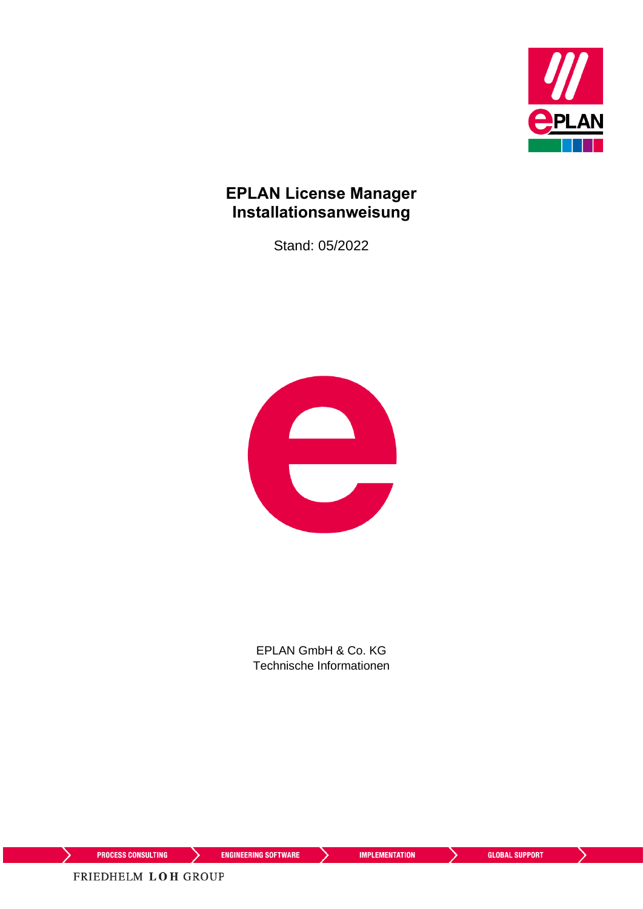# EPLAN License Manager Installationsanweisung

Stand: 05/2022

EPLAN GmbH & Co. KG
Technische Informationen

PROCESS CONSULTING ENGINEERING SOFTWARE IMPLEMENTATION GLOBAL SUPPORT

FRIEDHELM LOH GROUP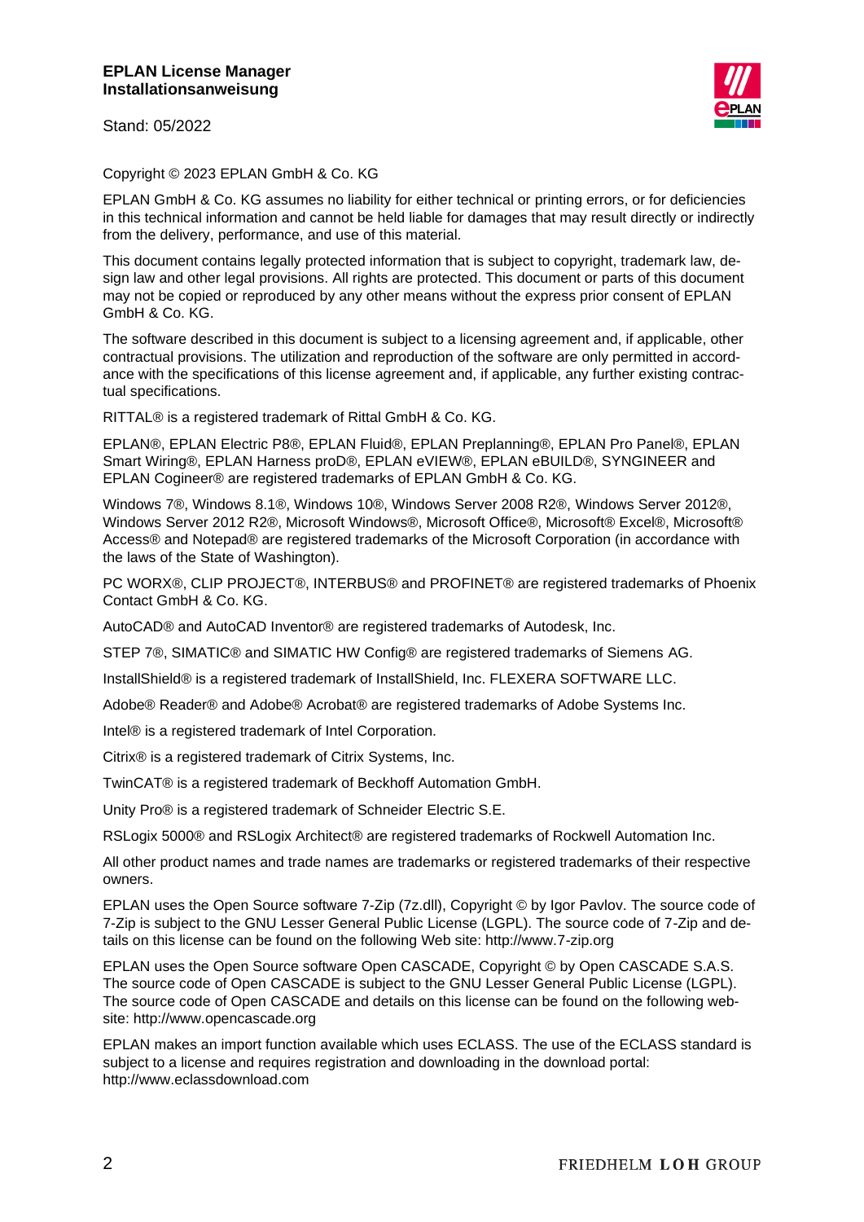Copyright © 2023 EPLAN GmbH & Co. KG

EPLAN GmbH & Co. KG assumes no liability for either technical or printing errors, or for deficiencies in this technical information and cannot be held liable for damages that may result directly or indirectly from the delivery, performance, and use of this material.

This document contains legally protected information that is subject to copyright, trademark law, design law and other legal provisions. All rights are protected. This document or parts of this document may not be copied or reproduced by any other means without the express prior consent of EPLAN GmbH & Co. KG.

The software described in this document is subject to a licensing agreement and, if applicable, other contractual provisions. The utilization and reproduction of the software are only permitted in accordance with the specifications of this license agreement and, if applicable, any further existing contractual specifications.

RITTAL® is a registered trademark of Rittal GmbH & Co. KG.

EPLAN®, EPLAN Electric P8®, EPLAN Fluid®, EPLAN Preplanning®, EPLAN Pro Panel®, EPLAN Smart Wiring®, EPLAN Harness proD®, EPLAN eVIEW®, EPLAN eBUILD®, SYNGINEER and EPLAN Cogineer® are registered trademarks of EPLAN GmbH & Co. KG.

Windows 7®, Windows 8.1®, Windows 10®, Windows Server 2008 R2®, Windows Server 2012®, Windows Server 2012 R2®, Microsoft Windows®, Microsoft Office®, Microsoft® Excel®, Microsoft® Access® and Notepad® are registered trademarks of the Microsoft Corporation (in accordance with the laws of the State of Washington).

PC WORX®, CLIP PROJECT®, INTERBUS® and PROFINET® are registered trademarks of Phoenix Contact GmbH & Co. KG.

AutoCAD® and AutoCAD Inventor® are registered trademarks of Autodesk, Inc.

STEP 7®, SIMATIC® and SIMATIC HW Config® are registered trademarks of Siemens AG.

InstallShield® is a registered trademark of InstallShield, Inc. FLEXERA SOFTWARE LLC.

Adobe® Reader® and Adobe® Acrobat® are registered trademarks of Adobe Systems Inc.

Intel® is a registered trademark of Intel Corporation.

Citrix® is a registered trademark of Citrix Systems, Inc.

TwinCAT® is a registered trademark of Beckhoff Automation GmbH.

Unity Pro® is a registered trademark of Schneider Electric S.E.

RSLogix 5000® and RSLogix Architect® are registered trademarks of Rockwell Automation Inc.

All other product names and trade names are trademarks or registered trademarks of their respective owners.

EPLAN uses the Open Source software 7-Zip (7z.dll), Copyright © by Igor Pavlov. The source code of 7-Zip is subject to the GNU Lesser General Public License (LGPL). The source code of 7-Zip and details on this license can be found on the following Web site: http://www.7-zip.org

EPLAN uses the Open Source software Open CASCADE, Copyright © by Open CASCADE S.A.S. The source code of Open CASCADE is subject to the GNU Lesser General Public License (LGPL). The source code of Open CASCADE and details on this license can be found on the following website: http://www.opencascade.org

EPLAN makes an import function available which uses ECLASS. The use of the ECLASS standard is subject to a license and requires registration and downloading in the download portal: http://www.eclassdownload.com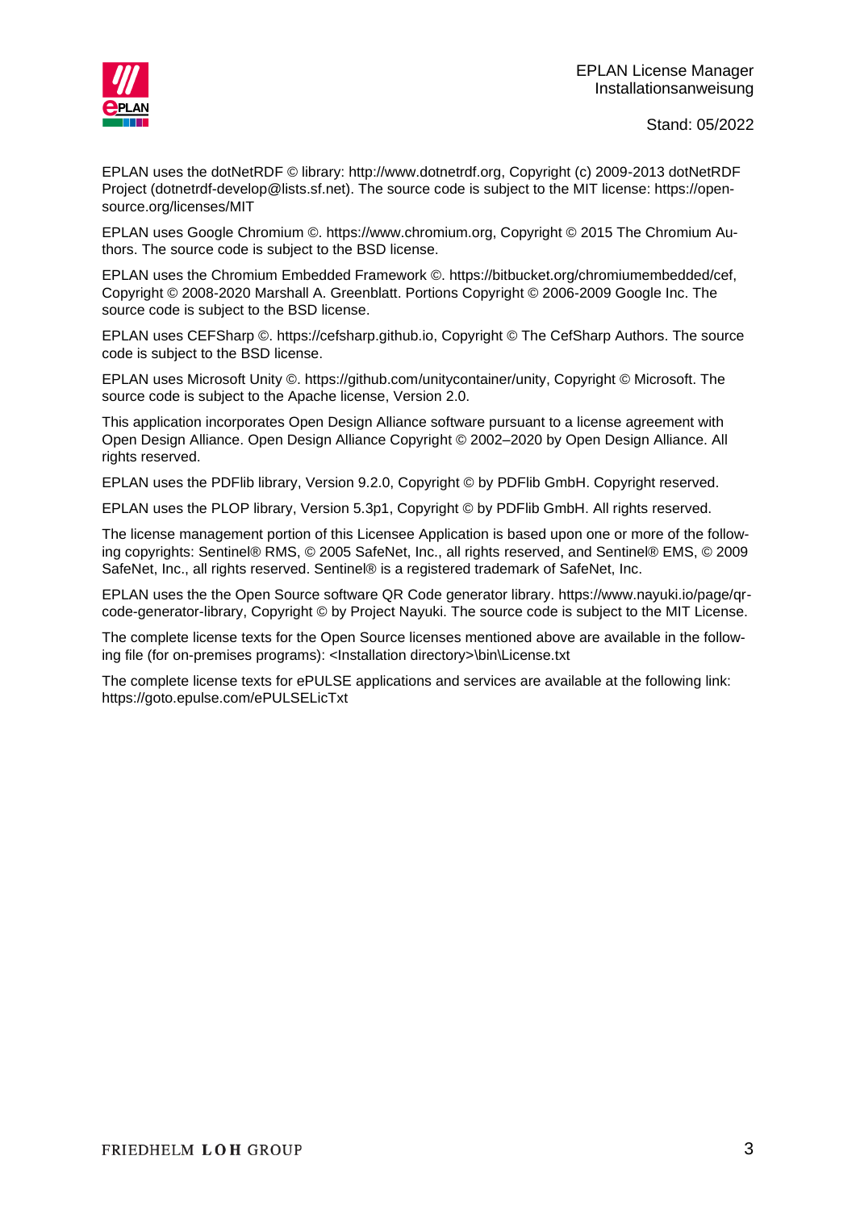EPLAN uses the dotNetRDF © library: http://www.dotnetrdf.org, Copyright (c) 2009-2013 dotNetRDF Project (dotnetrdf-develop@lists.sf.net). The source code is subject to the MIT license: https://opensource.org/licenses/MIT

EPLAN uses Google Chromium ©. https://www.chromium.org, Copyright © 2015 The Chromium Authors. The source code is subject to the BSD license.

EPLAN uses the Chromium Embedded Framework ©. https://bitbucket.org/chromiumembedded/cef, Copyright © 2008-2020 Marshall A. Greenblatt. Portions Copyright © 2006-2009 Google Inc. The source code is subject to the BSD license.

EPLAN uses CEFSharp ©. https://cefsharp.github.io, Copyright © The CefSharp Authors. The source code is subject to the BSD license.

EPLAN uses Microsoft Unity ©. https://github.com/unitycontainer/unity, Copyright © Microsoft. The source code is subject to the Apache license, Version 2.0.

This application incorporates Open Design Alliance software pursuant to a license agreement with Open Design Alliance. Open Design Alliance Copyright © 2002–2020 by Open Design Alliance. All rights reserved.

EPLAN uses the PDFlib library, Version 9.2.0, Copyright © by PDFlib GmbH. Copyright reserved.

EPLAN uses the PLOP library, Version 5.3p1, Copyright © by PDFlib GmbH. All rights reserved.

The license management portion of this Licensee Application is based upon one or more of the following copyrights: Sentinel® RMS, © 2005 SafeNet, Inc., all rights reserved, and Sentinel® EMS, © 2009 SafeNet, Inc., all rights reserved. Sentinel® is a registered trademark of SafeNet, Inc.

EPLAN uses the the Open Source software QR Code generator library. https://www.nayuki.io/page/qr-code-generator-library, Copyright © by Project Nayuki. The source code is subject to the MIT License.

The complete license texts for the Open Source licenses mentioned above are available in the following file (for on-premises programs): <Installation directory>\bin\License.txt

The complete license texts for ePULSE applications and services are available at the following link: https://goto.epulse.com/ePULSELicTxt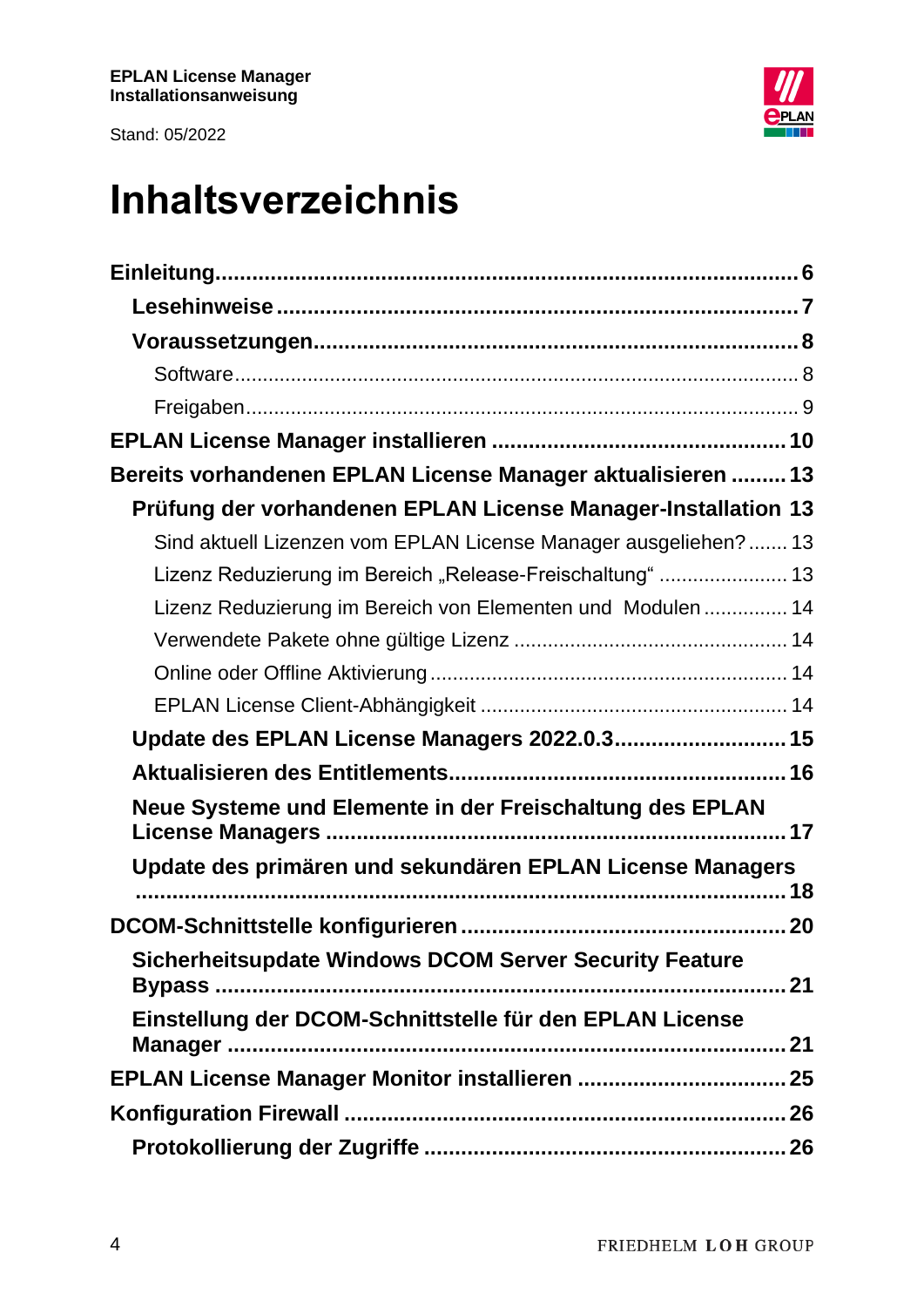# Inhaltsverzeichnis

**Einleitung ... 6**

- **Lesehinweise ... 7**
- **Voraussetzungen ... 8**
  - Software ... 8
  - Freigaben ... 9

**EPLAN License Manager installieren ... 10**

**Bereits vorhandenen EPLAN License Manager aktualisieren ... 13**

- **Prüfung der vorhandenen EPLAN License Manager-Installation 13**
  - Sind aktuell Lizenzen vom EPLAN License Manager ausgeliehen? ... 13
  - Lizenz Reduzierung im Bereich „Release-Freischaltung“ ... 13
  - Lizenz Reduzierung im Bereich von Elementen und Modulen ... 14
  - Verwendete Pakete ohne gültige Lizenz ... 14
  - Online oder Offline Aktivierung ... 14
  - EPLAN License Client-Abhängigkeit ... 14
- **Update des EPLAN License Managers 2022.0.3 ... 15**
- **Aktualisieren des Entitlements ... 16**
- **Neue Systeme und Elemente in der Freischaltung des EPLAN License Managers ... 17**
- **Update des primären und sekundären EPLAN License Managers ... 18**

**DCOM-Schnittstelle konfigurieren ... 20**

- **Sicherheitsupdate Windows DCOM Server Security Feature Bypass ... 21**
- **Einstellung der DCOM-Schnittstelle für den EPLAN License Manager ... 21**

**EPLAN License Manager Monitor installieren ... 25**

**Konfiguration Firewall ... 26**

- **Protokollierung der Zugriffe ... 26**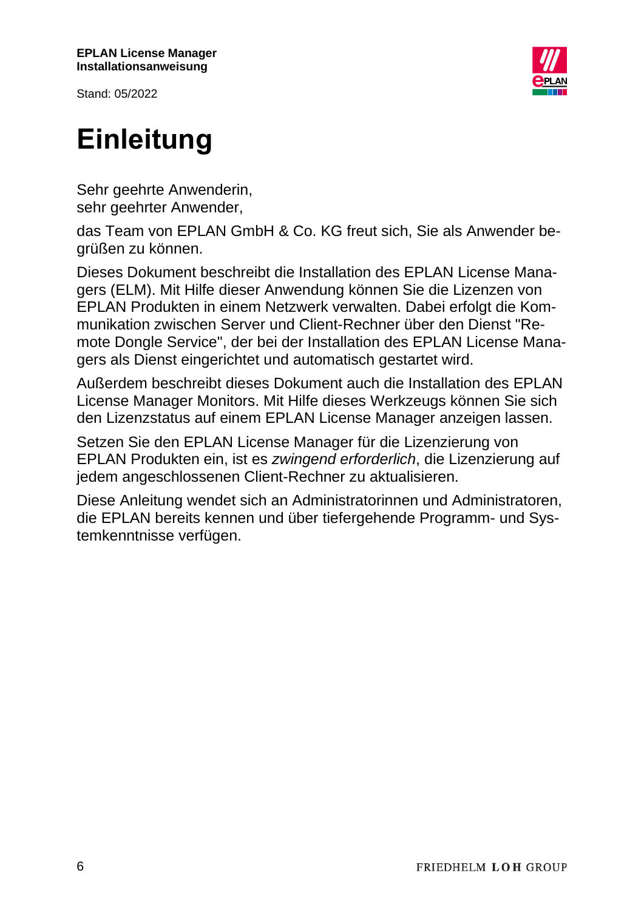# Einleitung

Sehr geehrte Anwenderin,
sehr geehrter Anwender,

das Team von EPLAN GmbH & Co. KG freut sich, Sie als Anwender begrüßen zu können.

Dieses Dokument beschreibt die Installation des EPLAN License Managers (ELM). Mit Hilfe dieser Anwendung können Sie die Lizenzen von EPLAN Produkten in einem Netzwerk verwalten. Dabei erfolgt die Kommunikation zwischen Server und Client-Rechner über den Dienst "Remote Dongle Service", der bei der Installation des EPLAN License Managers als Dienst eingerichtet und automatisch gestartet wird.

Außerdem beschreibt dieses Dokument auch die Installation des EPLAN License Manager Monitors. Mit Hilfe dieses Werkzeugs können Sie sich den Lizenzstatus auf einem EPLAN License Manager anzeigen lassen.

Setzen Sie den EPLAN License Manager für die Lizenzierung von EPLAN Produkten ein, ist es *zwingend erforderlich*, die Lizenzierung auf jedem angeschlossenen Client-Rechner zu aktualisieren.

Diese Anleitung wendet sich an Administratorinnen und Administratoren, die EPLAN bereits kennen und über tiefergehende Programm- und Systemkenntnisse verfügen.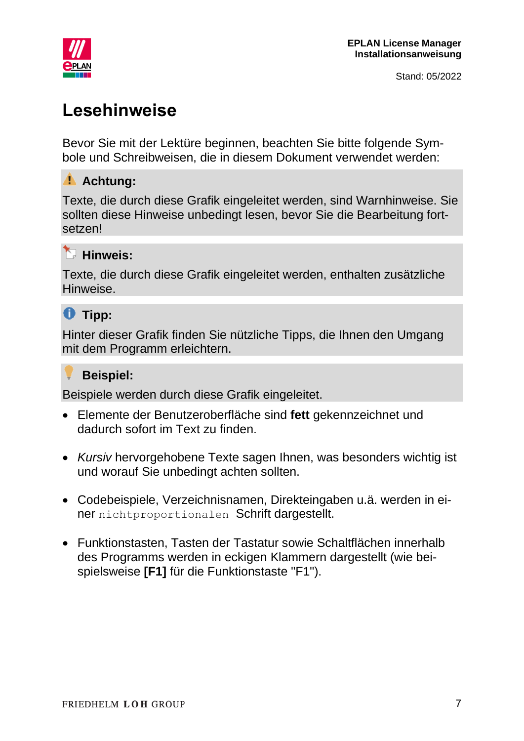# Lesehinweise

Bevor Sie mit der Lektüre beginnen, beachten Sie bitte folgende Symbole und Schreibweisen, die in diesem Dokument verwendet werden:

**Achtung:**

Texte, die durch diese Grafik eingeleitet werden, sind Warnhinweise. Sie sollten diese Hinweise unbedingt lesen, bevor Sie die Bearbeitung fortsetzen!

**Hinweis:**

Texte, die durch diese Grafik eingeleitet werden, enthalten zusätzliche Hinweise.

**Tipp:**

Hinter dieser Grafik finden Sie nützliche Tipps, die Ihnen den Umgang mit dem Programm erleichtern.

**Beispiel:**

Beispiele werden durch diese Grafik eingeleitet.

- Elemente der Benutzeroberfläche sind **fett** gekennzeichnet und dadurch sofort im Text zu finden.
- *Kursiv* hervorgehobene Texte sagen Ihnen, was besonders wichtig ist und worauf Sie unbedingt achten sollten.
- Codebeispiele, Verzeichnisnamen, Direkteingaben u.ä. werden in einer `nichtproportionalen` Schrift dargestellt.
- Funktionstasten, Tasten der Tastatur sowie Schaltflächen innerhalb des Programms werden in eckigen Klammern dargestellt (wie beispielsweise **[F1]** für die Funktionstaste "F1").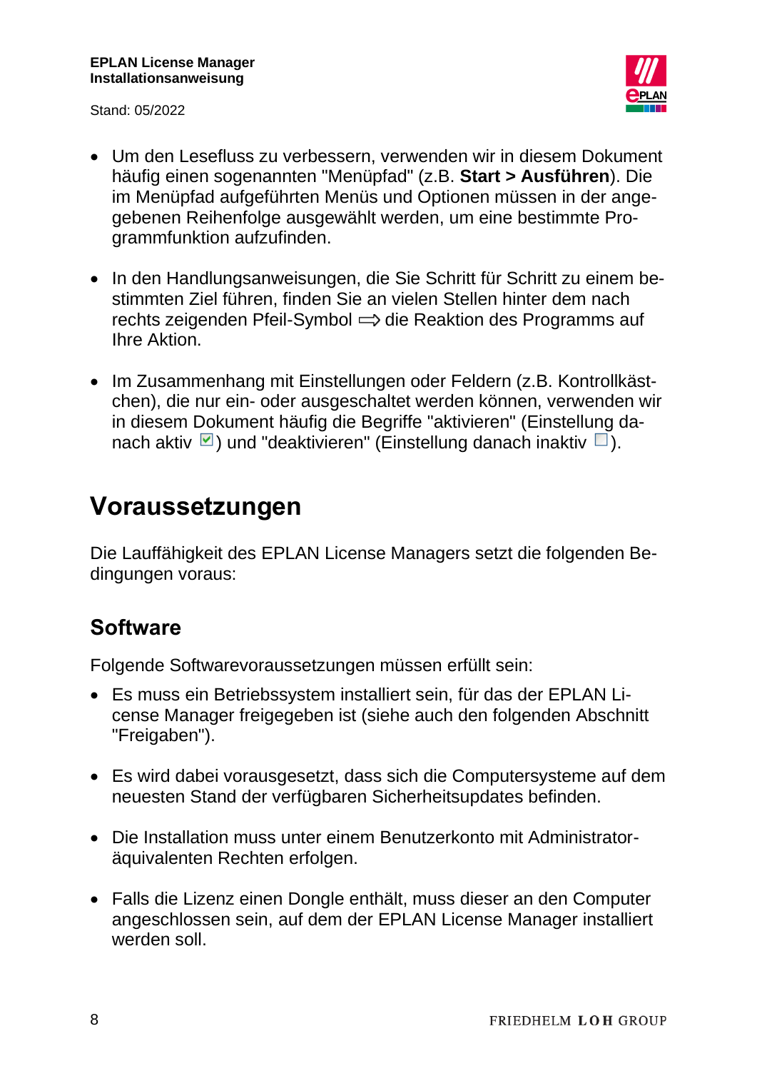- Um den Lesefluss zu verbessern, verwenden wir in diesem Dokument häufig einen sogenannten "Menüpfad" (z.B. **Start > Ausführen**). Die im Menüpfad aufgeführten Menüs und Optionen müssen in der angegebenen Reihenfolge ausgewählt werden, um eine bestimmte Programmfunktion aufzufinden.

- In den Handlungsanweisungen, die Sie Schritt für Schritt zu einem bestimmten Ziel führen, finden Sie an vielen Stellen hinter dem nach rechts zeigenden Pfeil-Symbol ⇨ die Reaktion des Programms auf Ihre Aktion.

- Im Zusammenhang mit Einstellungen oder Feldern (z.B. Kontrollkästchen), die nur ein- oder ausgeschaltet werden können, verwenden wir in diesem Dokument häufig die Begriffe "aktivieren" (Einstellung danach aktiv ☑) und "deaktivieren" (Einstellung danach inaktiv ☐).

# Voraussetzungen

Die Lauffähigkeit des EPLAN License Managers setzt die folgenden Bedingungen voraus:

## Software

Folgende Softwarevoraussetzungen müssen erfüllt sein:

- Es muss ein Betriebssystem installiert sein, für das der EPLAN License Manager freigegeben ist (siehe auch den folgenden Abschnitt "Freigaben").

- Es wird dabei vorausgesetzt, dass sich die Computersysteme auf dem neuesten Stand der verfügbaren Sicherheitsupdates befinden.

- Die Installation muss unter einem Benutzerkonto mit Administrator-äquivalenten Rechten erfolgen.

- Falls die Lizenz einen Dongle enthält, muss dieser an den Computer angeschlossen sein, auf dem der EPLAN License Manager installiert werden soll.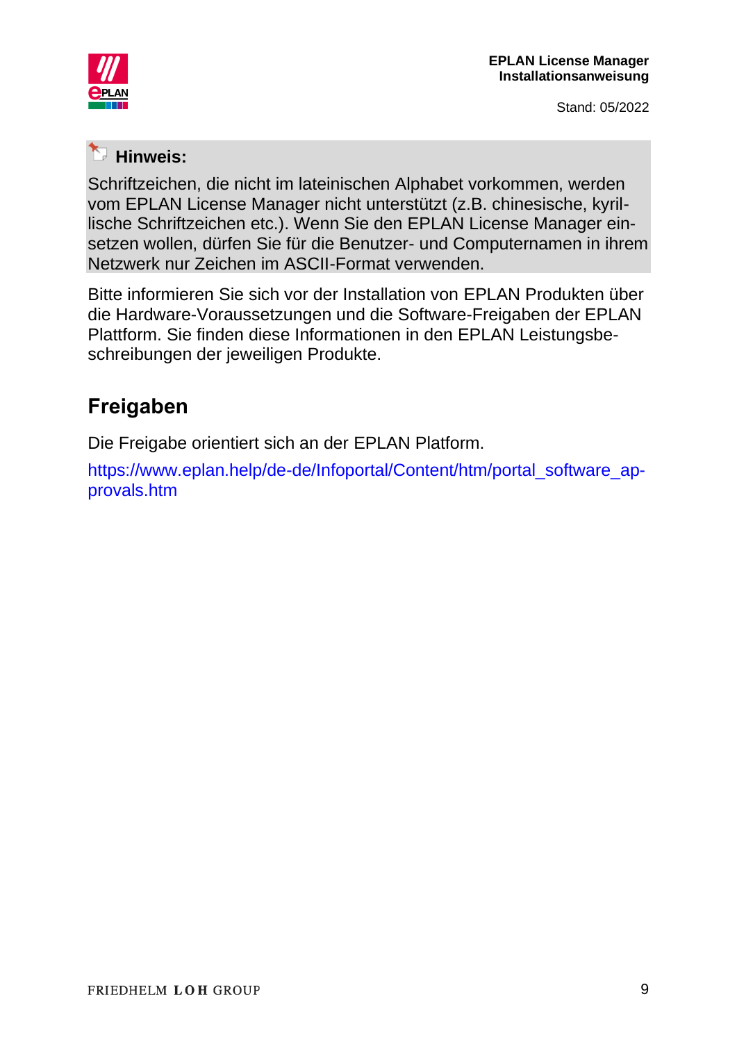**Hinweis:**

Schriftzeichen, die nicht im lateinischen Alphabet vorkommen, werden vom EPLAN License Manager nicht unterstützt (z.B. chinesische, kyrillische Schriftzeichen etc.). Wenn Sie den EPLAN License Manager einsetzen wollen, dürfen Sie für die Benutzer- und Computernamen in ihrem Netzwerk nur Zeichen im ASCII-Format verwenden.

Bitte informieren Sie sich vor der Installation von EPLAN Produkten über die Hardware-Voraussetzungen und die Software-Freigaben der EPLAN Plattform. Sie finden diese Informationen in den EPLAN Leistungsbeschreibungen der jeweiligen Produkte.

## Freigaben

Die Freigabe orientiert sich an der EPLAN Platform.

https://www.eplan.help/de-de/Infoportal/Content/htm/portal_software_approvals.htm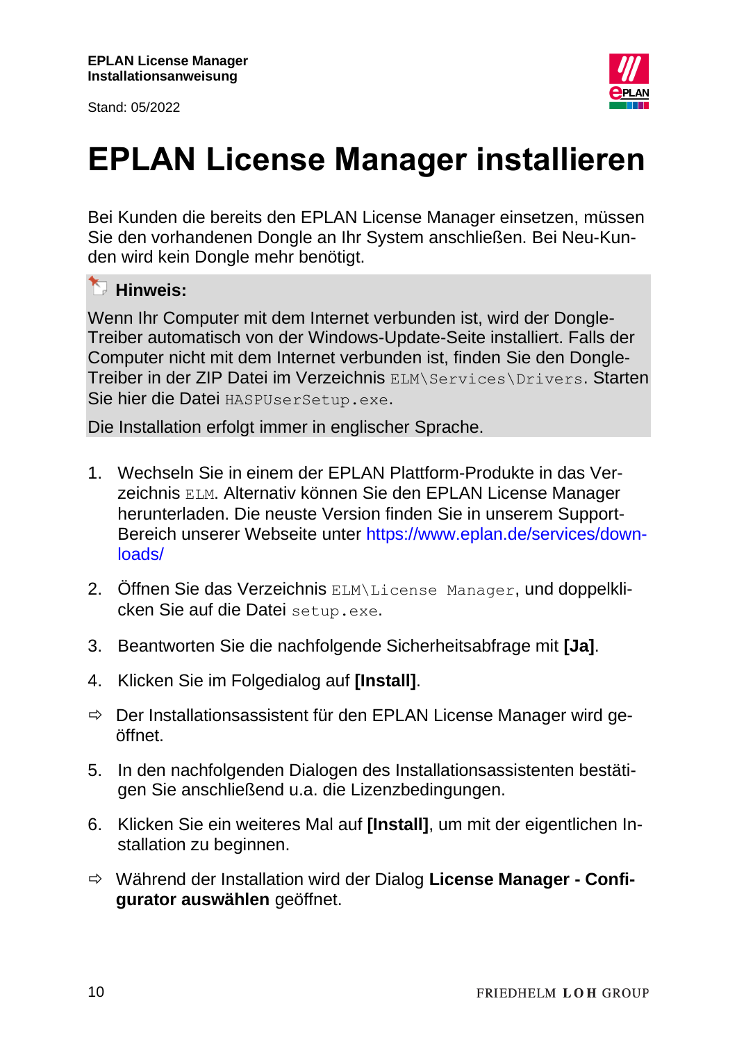# EPLAN License Manager installieren

Bei Kunden die bereits den EPLAN License Manager einsetzen, müssen Sie den vorhandenen Dongle an Ihr System anschließen. Bei Neu-Kunden wird kein Dongle mehr benötigt.

**Hinweis:**

Wenn Ihr Computer mit dem Internet verbunden ist, wird der Dongle-Treiber automatisch von der Windows-Update-Seite installiert. Falls der Computer nicht mit dem Internet verbunden ist, finden Sie den Dongle-Treiber in der ZIP Datei im Verzeichnis `ELM\Services\Drivers`. Starten Sie hier die Datei `HASPUserSetup.exe`.

Die Installation erfolgt immer in englischer Sprache.

1. Wechseln Sie in einem der EPLAN Plattform-Produkte in das Verzeichnis `ELM`. Alternativ können Sie den EPLAN License Manager herunterladen. Die neuste Version finden Sie in unserem Support-Bereich unserer Webseite unter https://www.eplan.de/services/downloads/
2. Öffnen Sie das Verzeichnis `ELM\License Manager`, und doppelklicken Sie auf die Datei `setup.exe`.
3. Beantworten Sie die nachfolgende Sicherheitsabfrage mit **[Ja]**.
4. Klicken Sie im Folgedialog auf **[Install]**.

⇨ Der Installationsassistent für den EPLAN License Manager wird geöffnet.

5. In den nachfolgenden Dialogen des Installationsassistenten bestätigen Sie anschließend u.a. die Lizenzbedingungen.
6. Klicken Sie ein weiteres Mal auf **[Install]**, um mit der eigentlichen Installation zu beginnen.

⇨ Während der Installation wird der Dialog **License Manager - Configurator auswählen** geöffnet.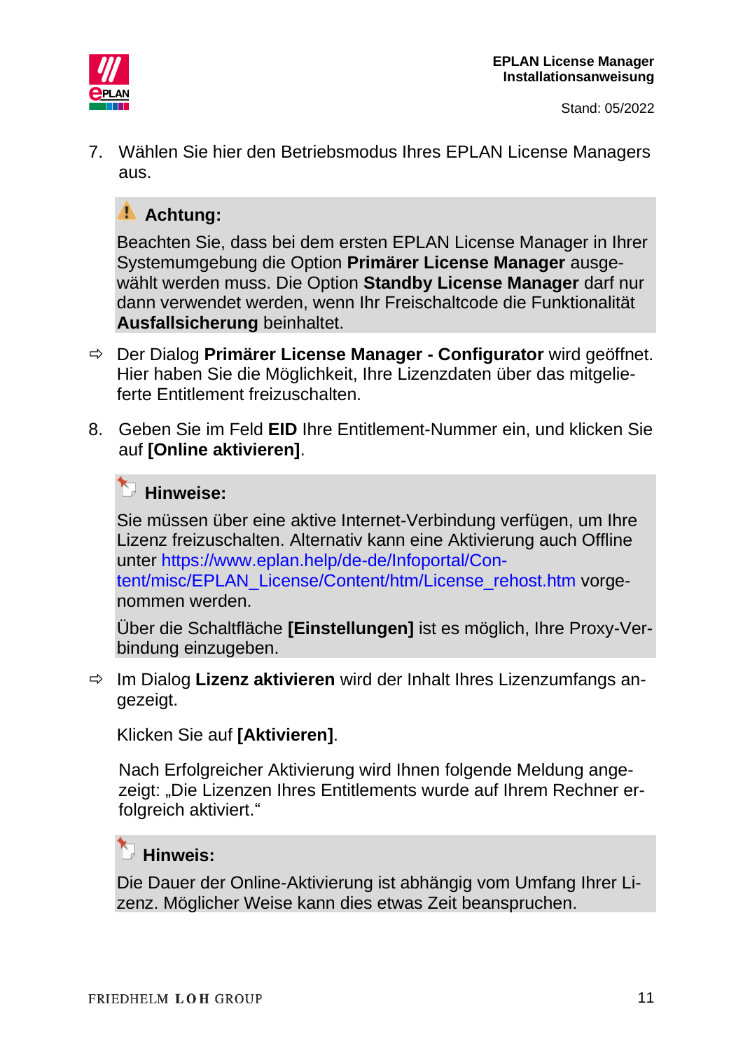7. Wählen Sie hier den Betriebsmodus Ihres EPLAN License Managers aus.

> ⚠ **Achtung:**
>
> Beachten Sie, dass bei dem ersten EPLAN License Manager in Ihrer Systemumgebung die Option **Primärer License Manager** ausgewählt werden muss. Die Option **Standby License Manager** darf nur dann verwendet werden, wenn Ihr Freischaltcode die Funktionalität **Ausfallsicherung** beinhaltet.

⇨ Der Dialog **Primärer License Manager - Configurator** wird geöffnet. Hier haben Sie die Möglichkeit, Ihre Lizenzdaten über das mitgelieferte Entitlement freizuschalten.

8. Geben Sie im Feld **EID** Ihre Entitlement-Nummer ein, und klicken Sie auf **[Online aktivieren]**.

> **Hinweise:**
>
> Sie müssen über eine aktive Internet-Verbindung verfügen, um Ihre Lizenz freizuschalten. Alternativ kann eine Aktivierung auch Offline unter https://www.eplan.help/de-de/Infoportal/Content/misc/EPLAN_License/Content/htm/License_rehost.htm vorgenommen werden.
>
> Über die Schaltfläche **[Einstellungen]** ist es möglich, Ihre Proxy-Verbindung einzugeben.

⇨ Im Dialog **Lizenz aktivieren** wird der Inhalt Ihres Lizenzumfangs angezeigt.

Klicken Sie auf **[Aktivieren]**.

Nach Erfolgreicher Aktivierung wird Ihnen folgende Meldung angezeigt: „Die Lizenzen Ihres Entitlements wurde auf Ihrem Rechner erfolgreich aktiviert.“

> **Hinweis:**
>
> Die Dauer der Online-Aktivierung ist abhängig vom Umfang Ihrer Lizenz. Möglicher Weise kann dies etwas Zeit beanspruchen.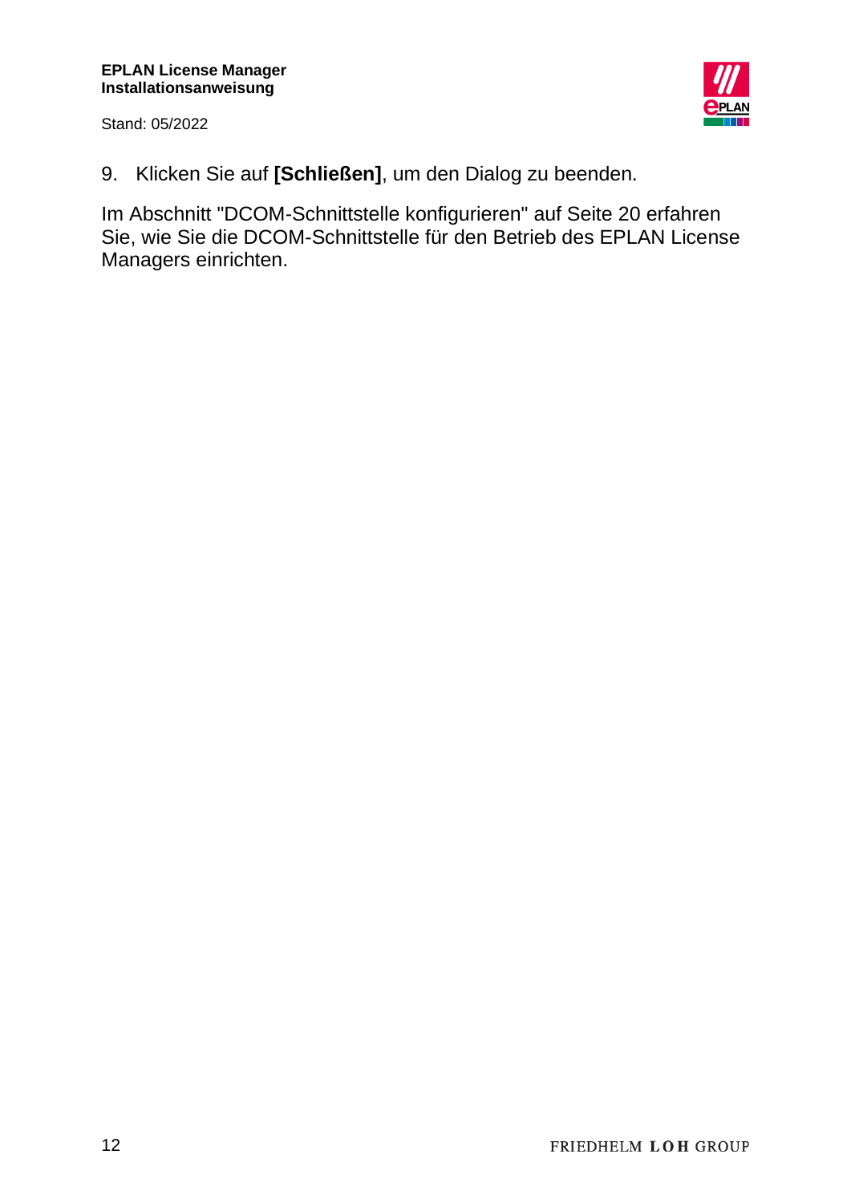9. Klicken Sie auf **[Schließen]**, um den Dialog zu beenden.

Im Abschnitt "DCOM-Schnittstelle konfigurieren" auf Seite 20 erfahren Sie, wie Sie die DCOM-Schnittstelle für den Betrieb des EPLAN License Managers einrichten.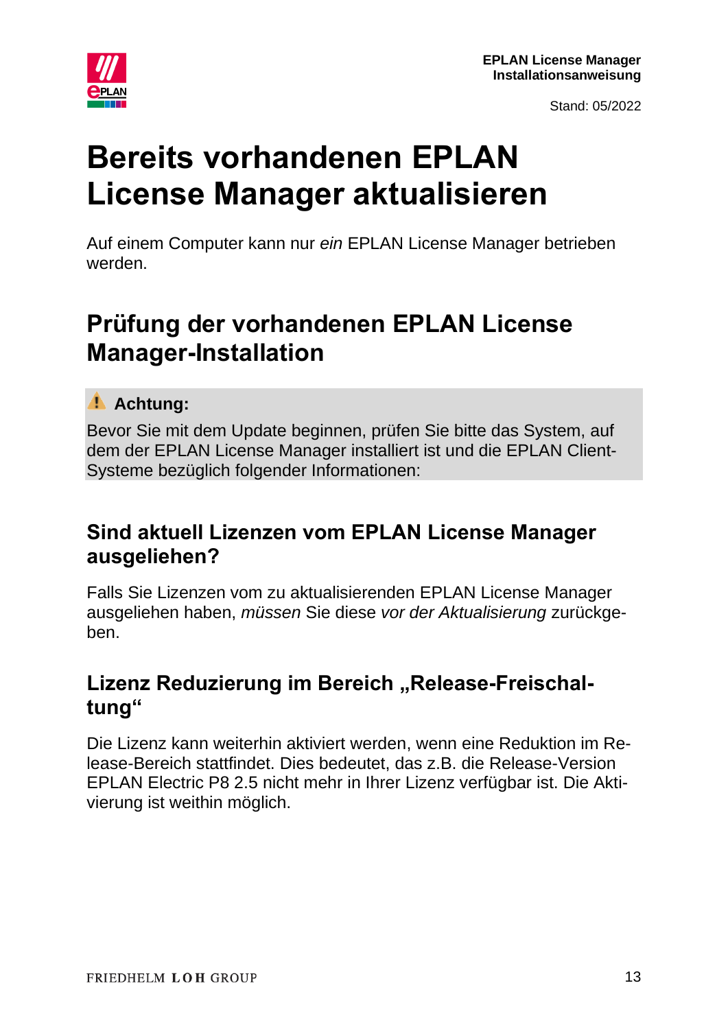# Bereits vorhandenen EPLAN License Manager aktualisieren

Auf einem Computer kann nur *ein* EPLAN License Manager betrieben werden.

## Prüfung der vorhandenen EPLAN License Manager-Installation

> ⚠ **Achtung:**
>
> Bevor Sie mit dem Update beginnen, prüfen Sie bitte das System, auf dem der EPLAN License Manager installiert ist und die EPLAN Client-Systeme bezüglich folgender Informationen:

### Sind aktuell Lizenzen vom EPLAN License Manager ausgeliehen?

Falls Sie Lizenzen vom zu aktualisierenden EPLAN License Manager ausgeliehen haben, *müssen* Sie diese *vor der Aktualisierung* zurückgeben.

### Lizenz Reduzierung im Bereich „Release-Freischaltung"

Die Lizenz kann weiterhin aktiviert werden, wenn eine Reduktion im Release-Bereich stattfindet. Dies bedeutet, das z.B. die Release-Version EPLAN Electric P8 2.5 nicht mehr in Ihrer Lizenz verfügbar ist. Die Aktivierung ist weithin möglich.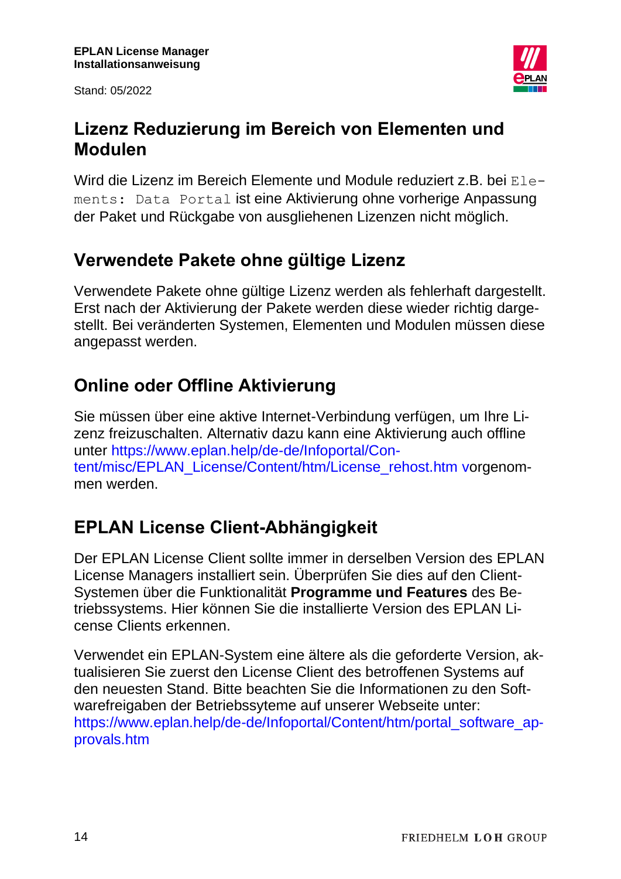## Lizenz Reduzierung im Bereich von Elementen und Modulen

Wird die Lizenz im Bereich Elemente und Module reduziert z.B. bei `Elements: Data Portal` ist eine Aktivierung ohne vorherige Anpassung der Paket und Rückgabe von ausgliehenen Lizenzen nicht möglich.

## Verwendete Pakete ohne gültige Lizenz

Verwendete Pakete ohne gültige Lizenz werden als fehlerhaft dargestellt. Erst nach der Aktivierung der Pakete werden diese wieder richtig dargestellt. Bei veränderten Systemen, Elementen und Modulen müssen diese angepasst werden.

## Online oder Offline Aktivierung

Sie müssen über eine aktive Internet-Verbindung verfügen, um Ihre Lizenz freizuschalten. Alternativ dazu kann eine Aktivierung auch offline unter https://www.eplan.help/de-de/Infoportal/Content/misc/EPLAN_License/Content/htm/License_rehost.htm vorgenommen werden.

## EPLAN License Client-Abhängigkeit

Der EPLAN License Client sollte immer in derselben Version des EPLAN License Managers installiert sein. Überprüfen Sie dies auf den Client-Systemen über die Funktionalität **Programme und Features** des Betriebssystems. Hier können Sie die installierte Version des EPLAN License Clients erkennen.

Verwendet ein EPLAN-System eine ältere als die geforderte Version, aktualisieren Sie zuerst den License Client des betroffenen Systems auf den neuesten Stand. Bitte beachten Sie die Informationen zu den Softwarefreigaben der Betriebssyteme auf unserer Webseite unter: https://www.eplan.help/de-de/Infoportal/Content/htm/portal_software_approvals.htm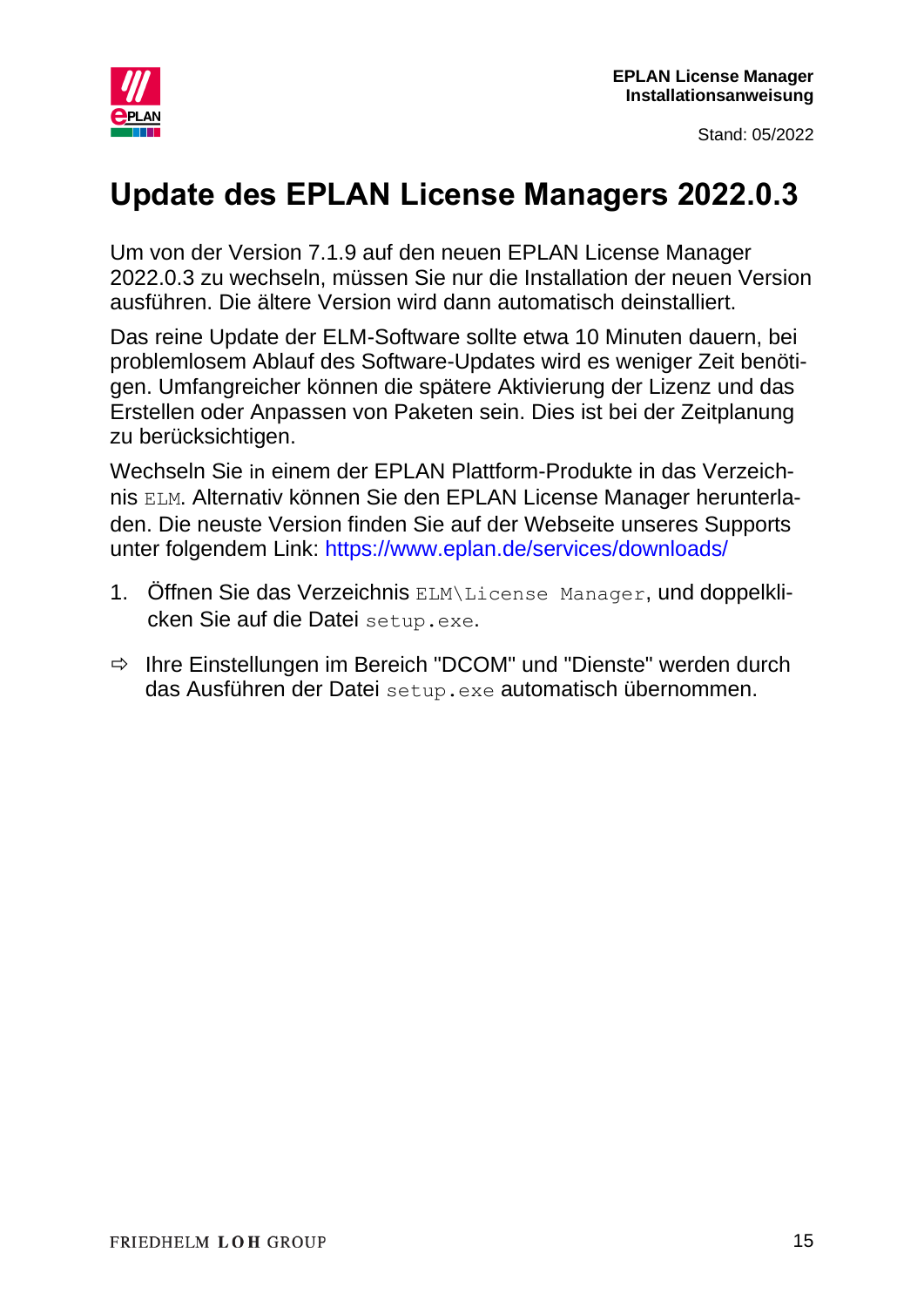# Update des EPLAN License Managers 2022.0.3

Um von der Version 7.1.9 auf den neuen EPLAN License Manager 2022.0.3 zu wechseln, müssen Sie nur die Installation der neuen Version ausführen. Die ältere Version wird dann automatisch deinstalliert.

Das reine Update der ELM-Software sollte etwa 10 Minuten dauern, bei problemlosem Ablauf des Software-Updates wird es weniger Zeit benötigen. Umfangreicher können die spätere Aktivierung der Lizenz und das Erstellen oder Anpassen von Paketen sein. Dies ist bei der Zeitplanung zu berücksichtigen.

Wechseln Sie in einem der EPLAN Plattform-Produkte in das Verzeichnis `ELM`. Alternativ können Sie den EPLAN License Manager herunterladen. Die neuste Version finden Sie auf der Webseite unseres Supports unter folgendem Link: https://www.eplan.de/services/downloads/

1. Öffnen Sie das Verzeichnis `ELM\License Manager`, und doppelklicken Sie auf die Datei `setup.exe`.

⇨ Ihre Einstellungen im Bereich "DCOM" und "Dienste" werden durch das Ausführen der Datei `setup.exe` automatisch übernommen.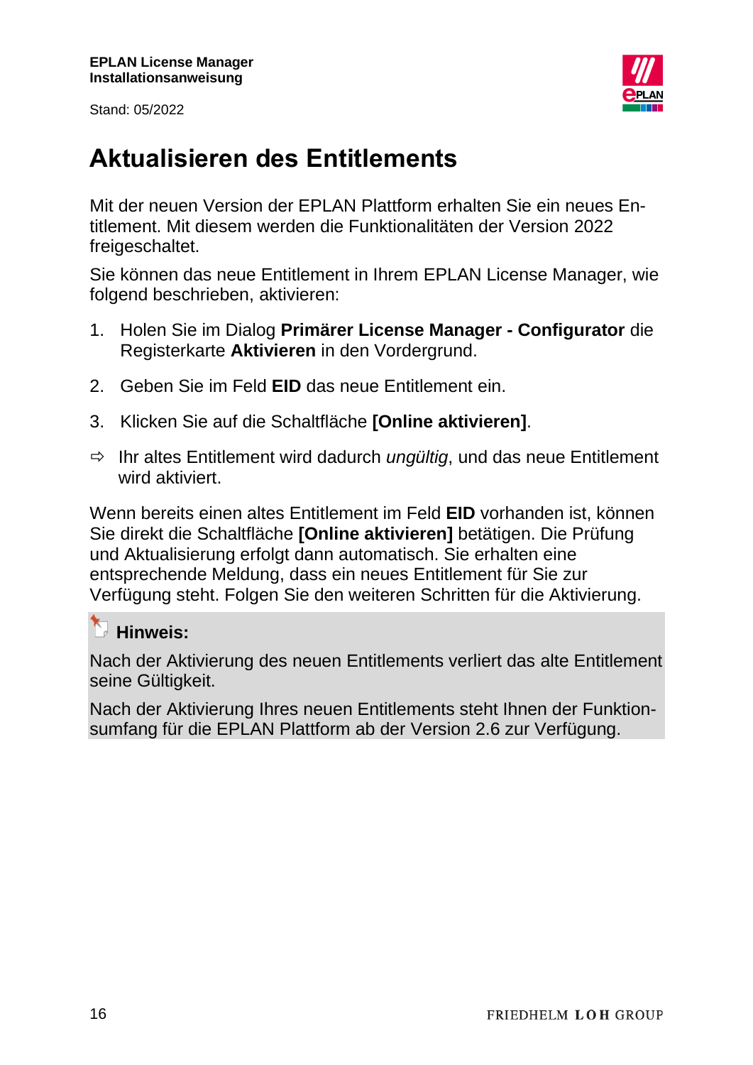# Aktualisieren des Entitlements

Mit der neuen Version der EPLAN Plattform erhalten Sie ein neues Entitlement. Mit diesem werden die Funktionalitäten der Version 2022 freigeschaltet.

Sie können das neue Entitlement in Ihrem EPLAN License Manager, wie folgend beschrieben, aktivieren:

1. Holen Sie im Dialog **Primärer License Manager - Configurator** die Registerkarte **Aktivieren** in den Vordergrund.
2. Geben Sie im Feld **EID** das neue Entitlement ein.
3. Klicken Sie auf die Schaltfläche **[Online aktivieren]**.

⇨ Ihr altes Entitlement wird dadurch *ungültig*, und das neue Entitlement wird aktiviert.

Wenn bereits einen altes Entitlement im Feld **EID** vorhanden ist, können Sie direkt die Schaltfläche **[Online aktivieren]** betätigen. Die Prüfung und Aktualisierung erfolgt dann automatisch. Sie erhalten eine entsprechende Meldung, dass ein neues Entitlement für Sie zur Verfügung steht. Folgen Sie den weiteren Schritten für die Aktivierung.

**Hinweis:**

Nach der Aktivierung des neuen Entitlements verliert das alte Entitlement seine Gültigkeit.

Nach der Aktivierung Ihres neuen Entitlements steht Ihnen der Funktionsumfang für die EPLAN Plattform ab der Version 2.6 zur Verfügung.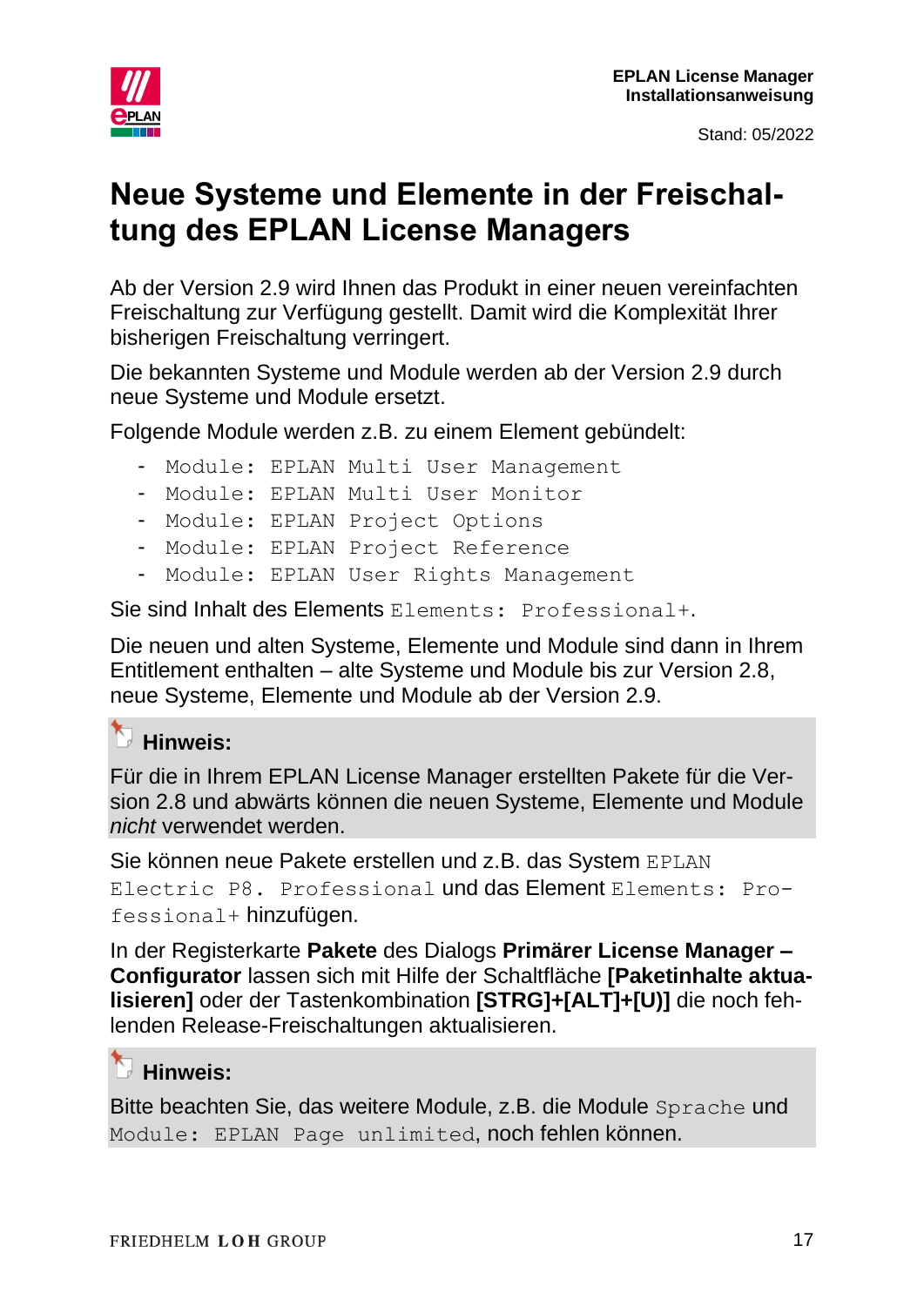# Neue Systeme und Elemente in der Freischaltung des EPLAN License Managers

Ab der Version 2.9 wird Ihnen das Produkt in einer neuen vereinfachten Freischaltung zur Verfügung gestellt. Damit wird die Komplexität Ihrer bisherigen Freischaltung verringert.

Die bekannten Systeme und Module werden ab der Version 2.9 durch neue Systeme und Module ersetzt.

Folgende Module werden z.B. zu einem Element gebündelt:

- `Module: EPLAN Multi User Management`
- `Module: EPLAN Multi User Monitor`
- `Module: EPLAN Project Options`
- `Module: EPLAN Project Reference`
- `Module: EPLAN User Rights Management`

Sie sind Inhalt des Elements `Elements: Professional+`.

Die neuen und alten Systeme, Elemente und Module sind dann in Ihrem Entitlement enthalten – alte Systeme und Module bis zur Version 2.8, neue Systeme, Elemente und Module ab der Version 2.9.

> **Hinweis:**
>
> Für die in Ihrem EPLAN License Manager erstellten Pakete für die Version 2.8 und abwärts können die neuen Systeme, Elemente und Module *nicht* verwendet werden.

Sie können neue Pakete erstellen und z.B. das System `EPLAN Electric P8. Professional` und das Element `Elements: Professional+` hinzufügen.

In der Registerkarte **Pakete** des Dialogs **Primärer License Manager – Configurator** lassen sich mit Hilfe der Schaltfläche **[Paketinhalte aktualisieren]** oder der Tastenkombination **[STRG]+[ALT]+[U)]** die noch fehlenden Release-Freischaltungen aktualisieren.

> **Hinweis:**
>
> Bitte beachten Sie, das weitere Module, z.B. die Module `Sprache` und `Module: EPLAN Page unlimited`, noch fehlen können.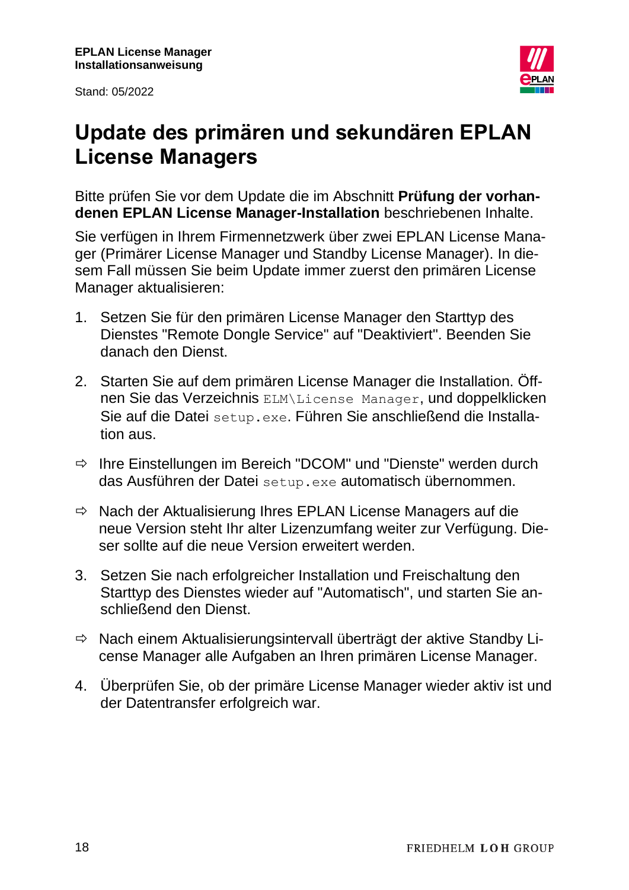# Update des primären und sekundären EPLAN License Managers

Bitte prüfen Sie vor dem Update die im Abschnitt **Prüfung der vorhandenen EPLAN License Manager-Installation** beschriebenen Inhalte.

Sie verfügen in Ihrem Firmennetzwerk über zwei EPLAN License Manager (Primärer License Manager und Standby License Manager). In diesem Fall müssen Sie beim Update immer zuerst den primären License Manager aktualisieren:

1. Setzen Sie für den primären License Manager den Starttyp des Dienstes "Remote Dongle Service" auf "Deaktiviert". Beenden Sie danach den Dienst.
2. Starten Sie auf dem primären License Manager die Installation. Öffnen Sie das Verzeichnis `ELM\License Manager`, und doppelklicken Sie auf die Datei `setup.exe`. Führen Sie anschließend die Installation aus.

⇨ Ihre Einstellungen im Bereich "DCOM" und "Dienste" werden durch das Ausführen der Datei `setup.exe` automatisch übernommen.

⇨ Nach der Aktualisierung Ihres EPLAN License Managers auf die neue Version steht Ihr alter Lizenzumfang weiter zur Verfügung. Dieser sollte auf die neue Version erweitert werden.

3. Setzen Sie nach erfolgreicher Installation und Freischaltung den Starttyp des Dienstes wieder auf "Automatisch", und starten Sie anschließend den Dienst.

⇨ Nach einem Aktualisierungsintervall überträgt der aktive Standby License Manager alle Aufgaben an Ihren primären License Manager.

4. Überprüfen Sie, ob der primäre License Manager wieder aktiv ist und der Datentransfer erfolgreich war.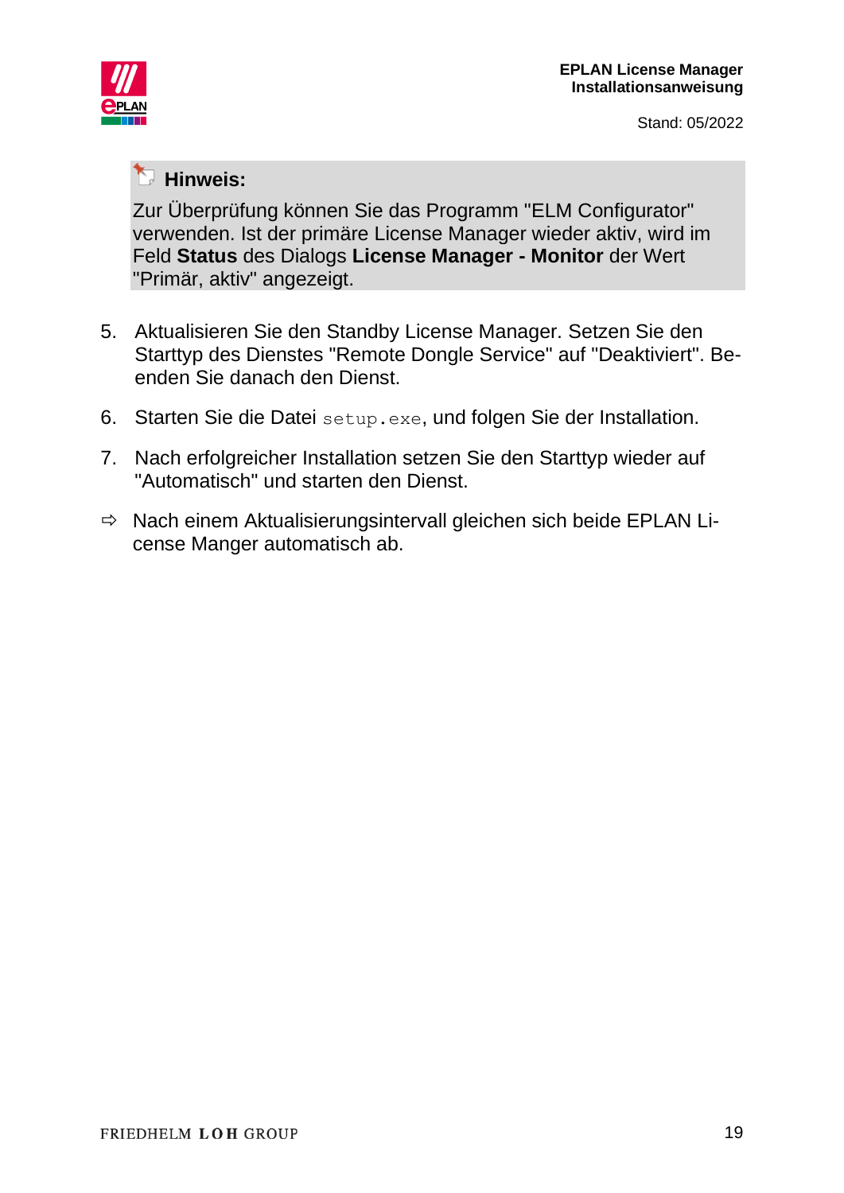**Hinweis:**

Zur Überprüfung können Sie das Programm "ELM Configurator" verwenden. Ist der primäre License Manager wieder aktiv, wird im Feld **Status** des Dialogs **License Manager - Monitor** der Wert "Primär, aktiv" angezeigt.

5. Aktualisieren Sie den Standby License Manager. Setzen Sie den Starttyp des Dienstes "Remote Dongle Service" auf "Deaktiviert". Beenden Sie danach den Dienst.
6. Starten Sie die Datei `setup.exe`, und folgen Sie der Installation.
7. Nach erfolgreicher Installation setzen Sie den Starttyp wieder auf "Automatisch" und starten den Dienst.

⇨ Nach einem Aktualisierungsintervall gleichen sich beide EPLAN License Manger automatisch ab.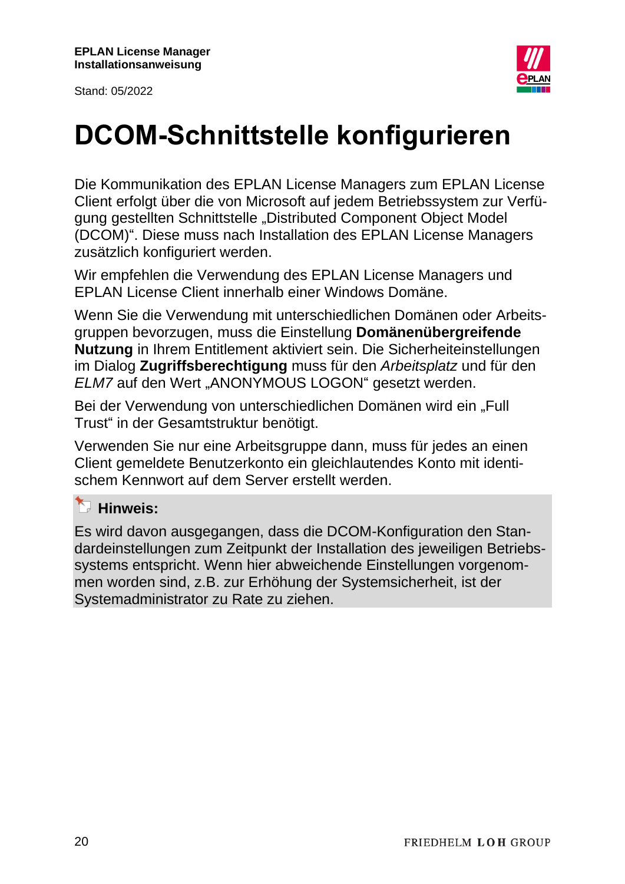# DCOM-Schnittstelle konfigurieren

Die Kommunikation des EPLAN License Managers zum EPLAN License Client erfolgt über die von Microsoft auf jedem Betriebssystem zur Verfügung gestellten Schnittstelle „Distributed Component Object Model (DCOM)". Diese muss nach Installation des EPLAN License Managers zusätzlich konfiguriert werden.

Wir empfehlen die Verwendung des EPLAN License Managers und EPLAN License Client innerhalb einer Windows Domäne.

Wenn Sie die Verwendung mit unterschiedlichen Domänen oder Arbeitsgruppen bevorzugen, muss die Einstellung **Domänenübergreifende Nutzung** in Ihrem Entitlement aktiviert sein. Die Sicherheiteinstellungen im Dialog **Zugriffsberechtigung** muss für den *Arbeitsplatz* und für den *ELM7* auf den Wert „ANONYMOUS LOGON" gesetzt werden.

Bei der Verwendung von unterschiedlichen Domänen wird ein „Full Trust" in der Gesamtstruktur benötigt.

Verwenden Sie nur eine Arbeitsgruppe dann, muss für jedes an einen Client gemeldete Benutzerkonto ein gleichlautendes Konto mit identischem Kennwort auf dem Server erstellt werden.

**Hinweis:**

Es wird davon ausgegangen, dass die DCOM-Konfiguration den Standardeinstellungen zum Zeitpunkt der Installation des jeweiligen Betriebssystems entspricht. Wenn hier abweichende Einstellungen vorgenommen worden sind, z.B. zur Erhöhung der Systemsicherheit, ist der Systemadministrator zu Rate zu ziehen.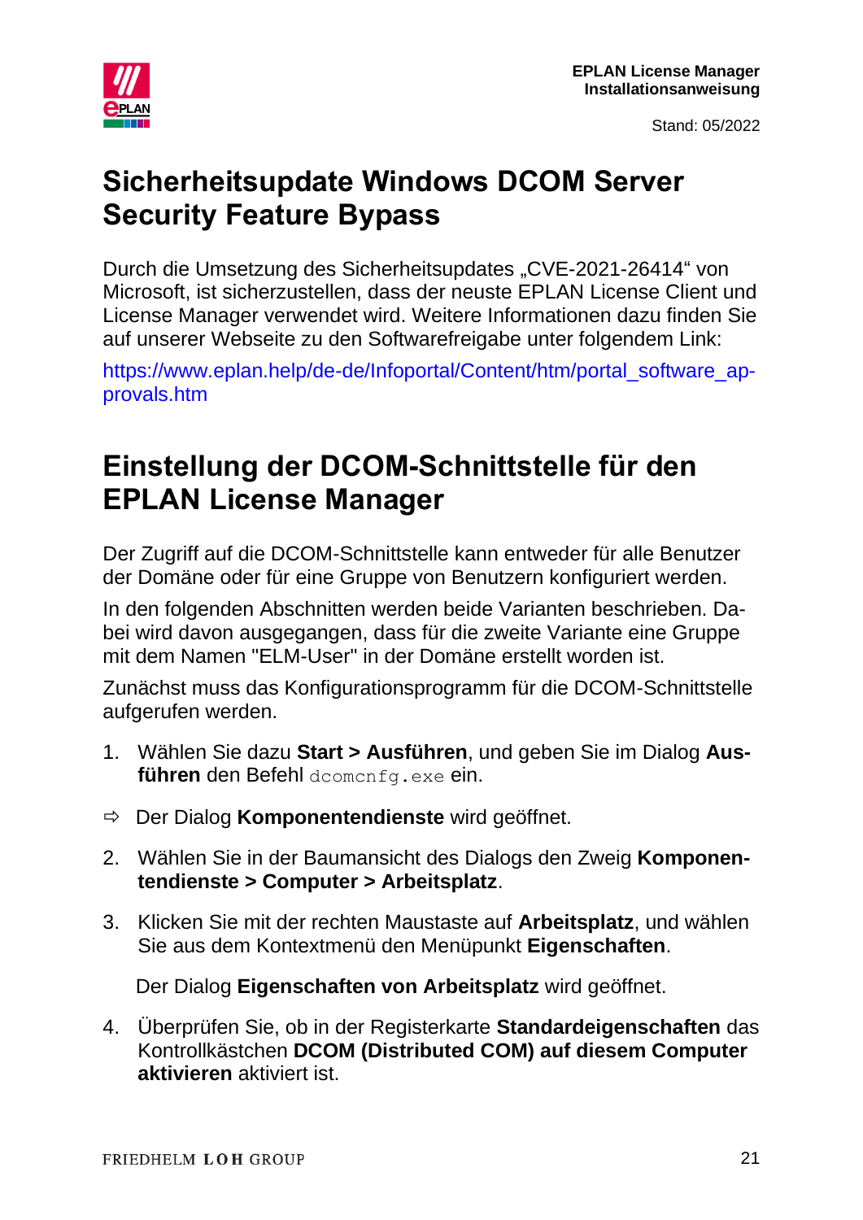# Sicherheitsupdate Windows DCOM Server Security Feature Bypass

Durch die Umsetzung des Sicherheitsupdates „CVE-2021-26414“ von Microsoft, ist sicherzustellen, dass der neuste EPLAN License Client und License Manager verwendet wird. Weitere Informationen dazu finden Sie auf unserer Webseite zu den Softwarefreigabe unter folgendem Link:

https://www.eplan.help/de-de/Infoportal/Content/htm/portal_software_approvals.htm

# Einstellung der DCOM-Schnittstelle für den EPLAN License Manager

Der Zugriff auf die DCOM-Schnittstelle kann entweder für alle Benutzer der Domäne oder für eine Gruppe von Benutzern konfiguriert werden.

In den folgenden Abschnitten werden beide Varianten beschrieben. Dabei wird davon ausgegangen, dass für die zweite Variante eine Gruppe mit dem Namen "ELM-User" in der Domäne erstellt worden ist.

Zunächst muss das Konfigurationsprogramm für die DCOM-Schnittstelle aufgerufen werden.

1. Wählen Sie dazu **Start > Ausführen**, und geben Sie im Dialog **Ausführen** den Befehl `dcomcnfg.exe` ein.

⇨ Der Dialog **Komponentendienste** wird geöffnet.

2. Wählen Sie in der Baumansicht des Dialogs den Zweig **Komponentendienste > Computer > Arbeitsplatz**.
3. Klicken Sie mit der rechten Maustaste auf **Arbeitsplatz**, und wählen Sie aus dem Kontextmenü den Menüpunkt **Eigenschaften**.

   Der Dialog **Eigenschaften von Arbeitsplatz** wird geöffnet.

4. Überprüfen Sie, ob in der Registerkarte **Standardeigenschaften** das Kontrollkästchen **DCOM (Distributed COM) auf diesem Computer aktivieren** aktiviert ist.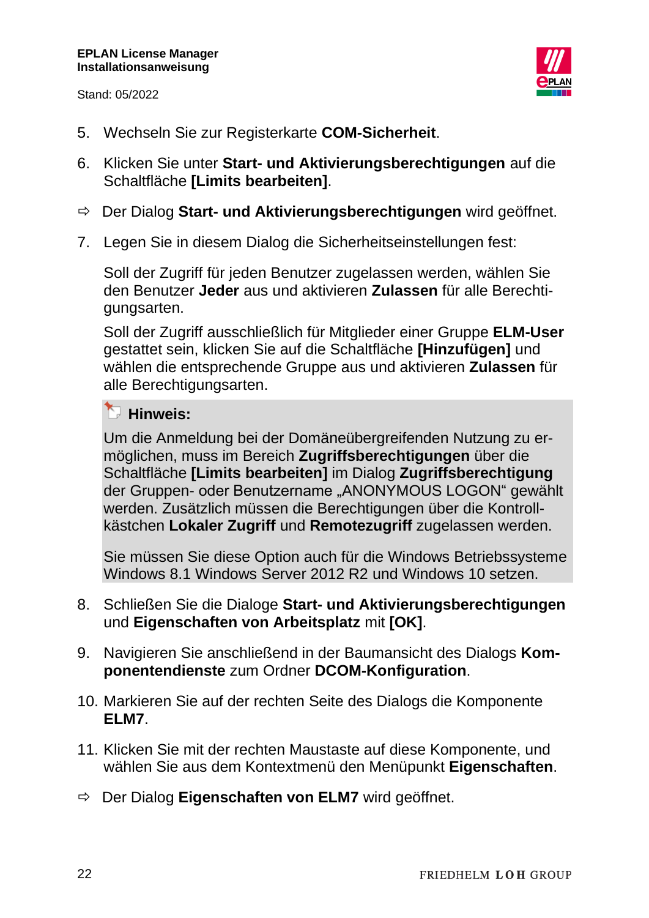5. Wechseln Sie zur Registerkarte **COM-Sicherheit**.

6. Klicken Sie unter **Start- und Aktivierungsberechtigungen** auf die Schaltfläche **[Limits bearbeiten]**.

⇨ Der Dialog **Start- und Aktivierungsberechtigungen** wird geöffnet.

7. Legen Sie in diesem Dialog die Sicherheitseinstellungen fest:

   Soll der Zugriff für jeden Benutzer zugelassen werden, wählen Sie den Benutzer **Jeder** aus und aktivieren **Zulassen** für alle Berechtigungsarten.

   Soll der Zugriff ausschließlich für Mitglieder einer Gruppe **ELM-User** gestattet sein, klicken Sie auf die Schaltfläche **[Hinzufügen]** und wählen die entsprechende Gruppe aus und aktivieren **Zulassen** für alle Berechtigungsarten.

> **Hinweis:**
>
> Um die Anmeldung bei der Domäneübergreifenden Nutzung zu ermöglichen, muss im Bereich **Zugriffsberechtigungen** über die Schaltfläche **[Limits bearbeiten]** im Dialog **Zugriffsberechtigung** der Gruppen- oder Benutzername „ANONYMOUS LOGON“ gewählt werden. Zusätzlich müssen die Berechtigungen über die Kontrollkästchen **Lokaler Zugriff** und **Remotezugriff** zugelassen werden.
>
> Sie müssen Sie diese Option auch für die Windows Betriebssysteme Windows 8.1 Windows Server 2012 R2 und Windows 10 setzen.

8. Schließen Sie die Dialoge **Start- und Aktivierungsberechtigungen** und **Eigenschaften von Arbeitsplatz** mit **[OK]**.

9. Navigieren Sie anschließend in der Baumansicht des Dialogs **Komponentendienste** zum Ordner **DCOM-Konfiguration**.

10. Markieren Sie auf der rechten Seite des Dialogs die Komponente **ELM7**.

11. Klicken Sie mit der rechten Maustaste auf diese Komponente, und wählen Sie aus dem Kontextmenü den Menüpunkt **Eigenschaften**.

⇨ Der Dialog **Eigenschaften von ELM7** wird geöffnet.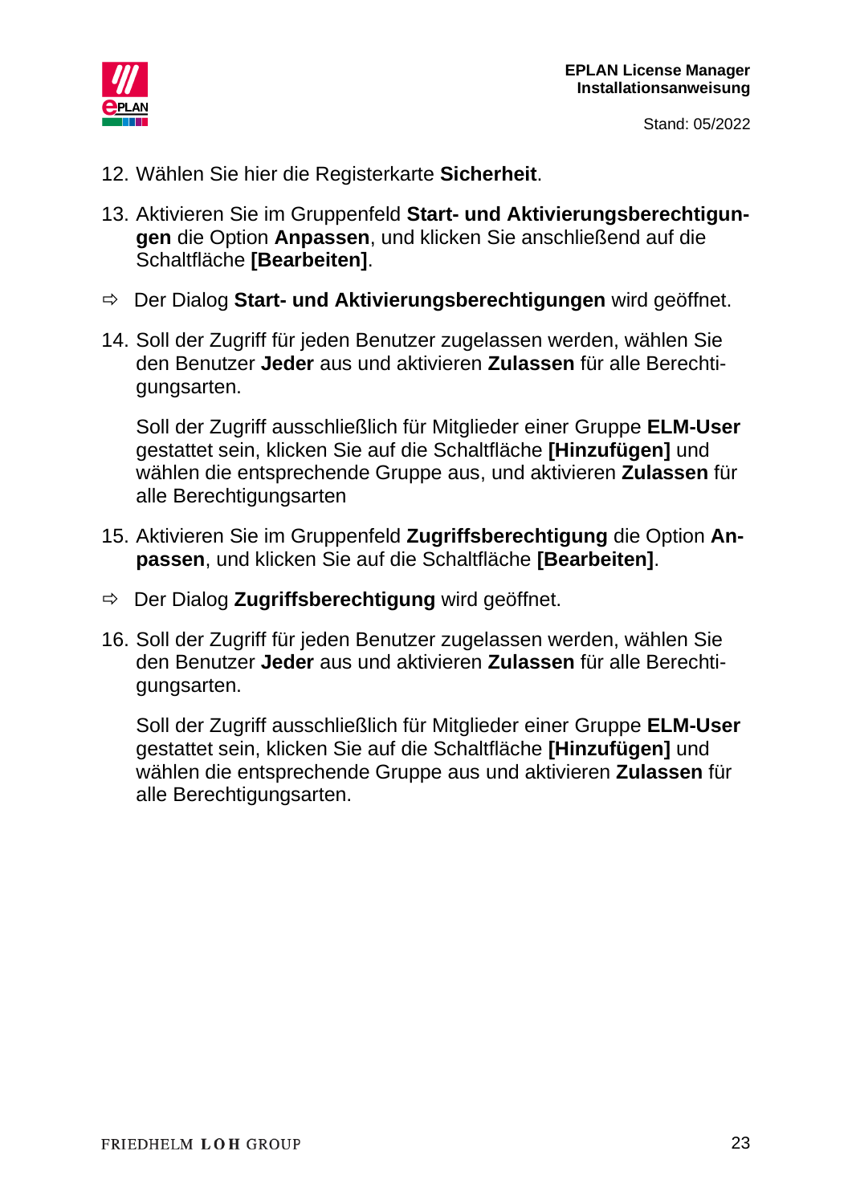12. Wählen Sie hier die Registerkarte **Sicherheit**.

13. Aktivieren Sie im Gruppenfeld **Start- und Aktivierungsberechtigungen** die Option **Anpassen**, und klicken Sie anschließend auf die Schaltfläche **[Bearbeiten]**.

⇨ Der Dialog **Start- und Aktivierungsberechtigungen** wird geöffnet.

14. Soll der Zugriff für jeden Benutzer zugelassen werden, wählen Sie den Benutzer **Jeder** aus und aktivieren **Zulassen** für alle Berechtigungsarten.

    Soll der Zugriff ausschließlich für Mitglieder einer Gruppe **ELM-User** gestattet sein, klicken Sie auf die Schaltfläche **[Hinzufügen]** und wählen die entsprechende Gruppe aus, und aktivieren **Zulassen** für alle Berechtigungsarten

15. Aktivieren Sie im Gruppenfeld **Zugriffsberechtigung** die Option **Anpassen**, und klicken Sie auf die Schaltfläche **[Bearbeiten]**.

⇨ Der Dialog **Zugriffsberechtigung** wird geöffnet.

16. Soll der Zugriff für jeden Benutzer zugelassen werden, wählen Sie den Benutzer **Jeder** aus und aktivieren **Zulassen** für alle Berechtigungsarten.

    Soll der Zugriff ausschließlich für Mitglieder einer Gruppe **ELM-User** gestattet sein, klicken Sie auf die Schaltfläche **[Hinzufügen]** und wählen die entsprechende Gruppe aus und aktivieren **Zulassen** für alle Berechtigungsarten.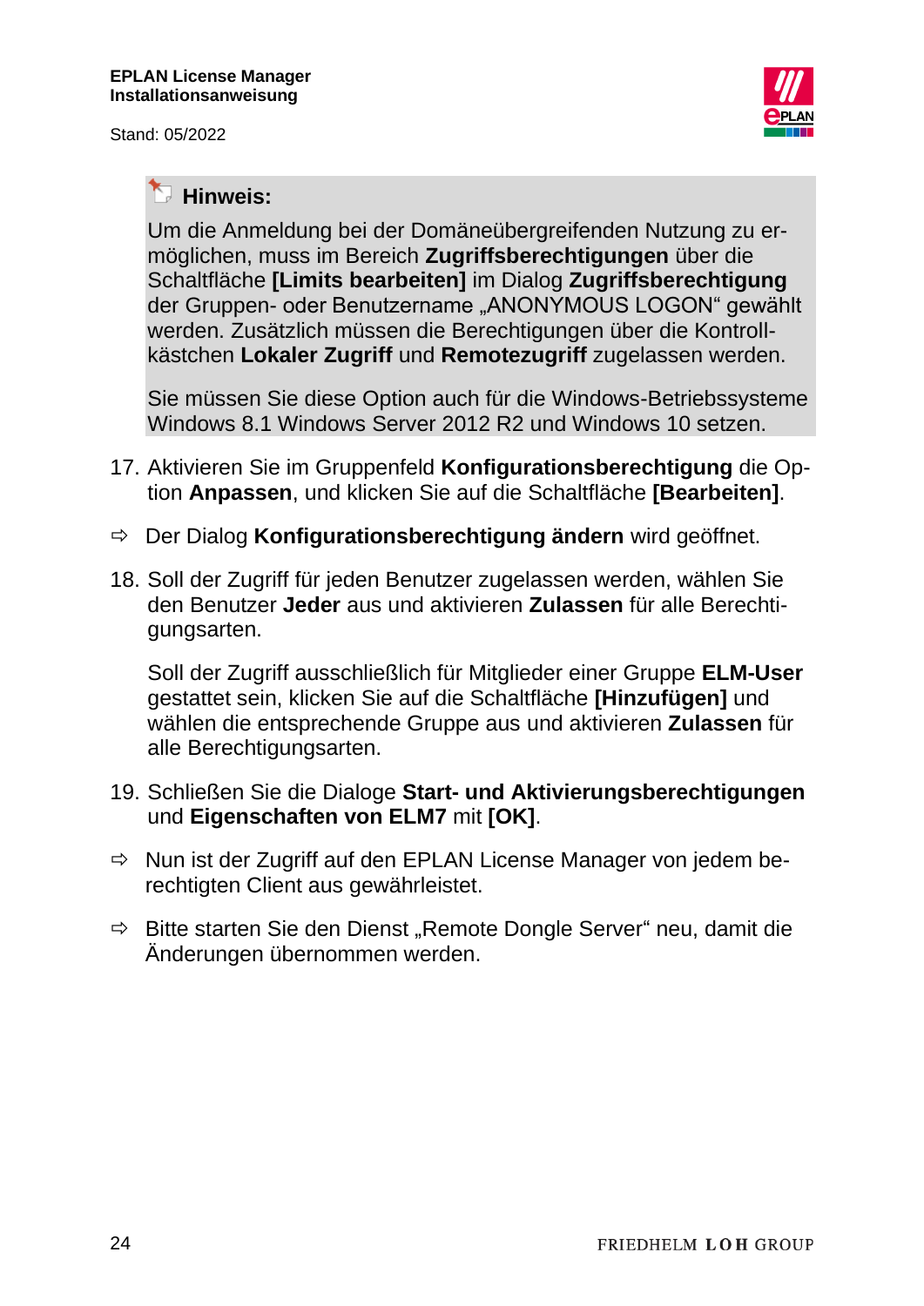**Hinweis:**

Um die Anmeldung bei der Domäneübergreifenden Nutzung zu ermöglichen, muss im Bereich **Zugriffsberechtigungen** über die Schaltfläche **[Limits bearbeiten]** im Dialog **Zugriffsberechtigung** der Gruppen- oder Benutzername „ANONYMOUS LOGON" gewählt werden. Zusätzlich müssen die Berechtigungen über die Kontrollkästchen **Lokaler Zugriff** und **Remotezugriff** zugelassen werden.

Sie müssen Sie diese Option auch für die Windows-Betriebssysteme Windows 8.1 Windows Server 2012 R2 und Windows 10 setzen.

17. Aktivieren Sie im Gruppenfeld **Konfigurationsberechtigung** die Option **Anpassen**, und klicken Sie auf die Schaltfläche **[Bearbeiten]**.

⇨ Der Dialog **Konfigurationsberechtigung ändern** wird geöffnet.

18. Soll der Zugriff für jeden Benutzer zugelassen werden, wählen Sie den Benutzer **Jeder** aus und aktivieren **Zulassen** für alle Berechtigungsarten.

    Soll der Zugriff ausschließlich für Mitglieder einer Gruppe **ELM-User** gestattet sein, klicken Sie auf die Schaltfläche **[Hinzufügen]** und wählen die entsprechende Gruppe aus und aktivieren **Zulassen** für alle Berechtigungsarten.

19. Schließen Sie die Dialoge **Start- und Aktivierungsberechtigungen** und **Eigenschaften von ELM7** mit **[OK]**.

⇨ Nun ist der Zugriff auf den EPLAN License Manager von jedem berechtigten Client aus gewährleistet.

⇨ Bitte starten Sie den Dienst „Remote Dongle Server" neu, damit die Änderungen übernommen werden.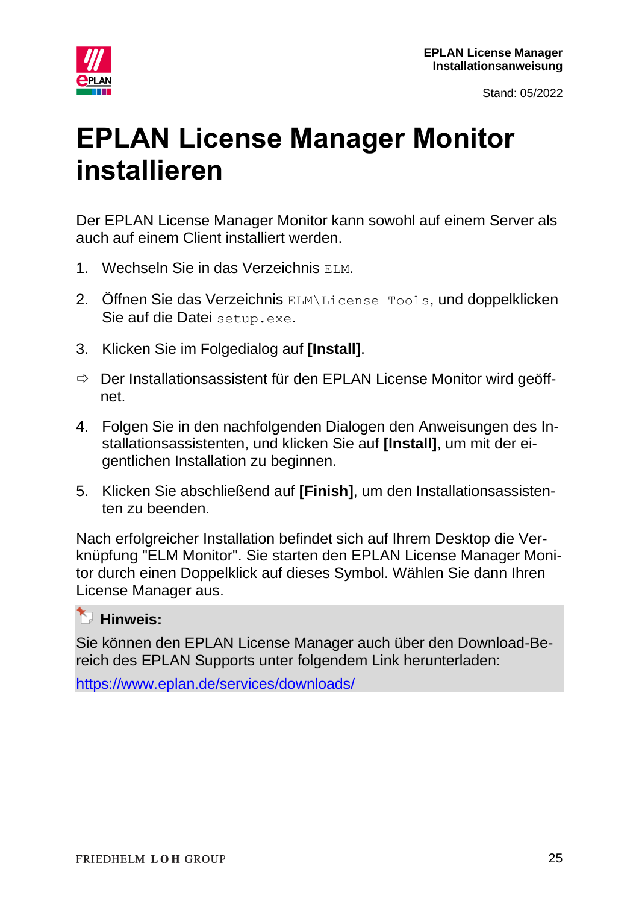# EPLAN License Manager Monitor installieren

Der EPLAN License Manager Monitor kann sowohl auf einem Server als auch auf einem Client installiert werden.

1. Wechseln Sie in das Verzeichnis `ELM`.
2. Öffnen Sie das Verzeichnis `ELM\License Tools`, und doppelklicken Sie auf die Datei `setup.exe`.
3. Klicken Sie im Folgedialog auf **[Install]**.

⇨ Der Installationsassistent für den EPLAN License Monitor wird geöffnet.

4. Folgen Sie in den nachfolgenden Dialogen den Anweisungen des Installationsassistenten, und klicken Sie auf **[Install]**, um mit der eigentlichen Installation zu beginnen.
5. Klicken Sie abschließend auf **[Finish]**, um den Installationsassistenten zu beenden.

Nach erfolgreicher Installation befindet sich auf Ihrem Desktop die Verknüpfung "ELM Monitor". Sie starten den EPLAN License Manager Monitor durch einen Doppelklick auf dieses Symbol. Wählen Sie dann Ihren License Manager aus.

**Hinweis:**

Sie können den EPLAN License Manager auch über den Download-Bereich des EPLAN Supports unter folgendem Link herunterladen:

https://www.eplan.de/services/downloads/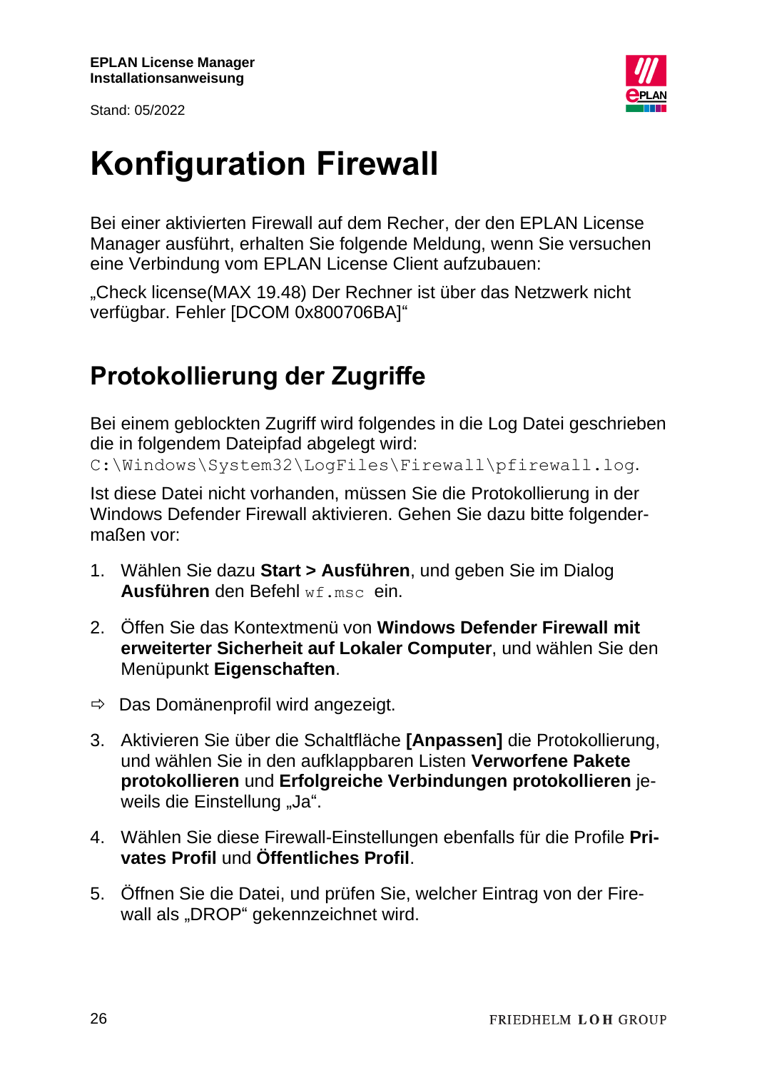# Konfiguration Firewall

Bei einer aktivierten Firewall auf dem Recher, der den EPLAN License Manager ausführt, erhalten Sie folgende Meldung, wenn Sie versuchen eine Verbindung vom EPLAN License Client aufzubauen:

„Check license(MAX 19.48) Der Rechner ist über das Netzwerk nicht verfügbar. Fehler [DCOM 0x800706BA]“

## Protokollierung der Zugriffe

Bei einem geblockten Zugriff wird folgendes in die Log Datei geschrieben die in folgendem Dateipfad abgelegt wird:
`C:\Windows\System32\LogFiles\Firewall\pfirewall.log`.

Ist diese Datei nicht vorhanden, müssen Sie die Protokollierung in der Windows Defender Firewall aktivieren. Gehen Sie dazu bitte folgendermaßen vor:

1. Wählen Sie dazu **Start > Ausführen**, und geben Sie im Dialog **Ausführen** den Befehl `wf.msc` ein.
2. Öffen Sie das Kontextmenü von **Windows Defender Firewall mit erweiterter Sicherheit auf Lokaler Computer**, und wählen Sie den Menüpunkt **Eigenschaften**.

⇨ Das Domänenprofil wird angezeigt.

3. Aktivieren Sie über die Schaltfläche **[Anpassen]** die Protokollierung, und wählen Sie in den aufklappbaren Listen **Verworfene Pakete protokollieren** und **Erfolgreiche Verbindungen protokollieren** jeweils die Einstellung „Ja“.
4. Wählen Sie diese Firewall-Einstellungen ebenfalls für die Profile **Privates Profil** und **Öffentliches Profil**.
5. Öffnen Sie die Datei, und prüfen Sie, welcher Eintrag von der Firewall als „DROP“ gekennzeichnet wird.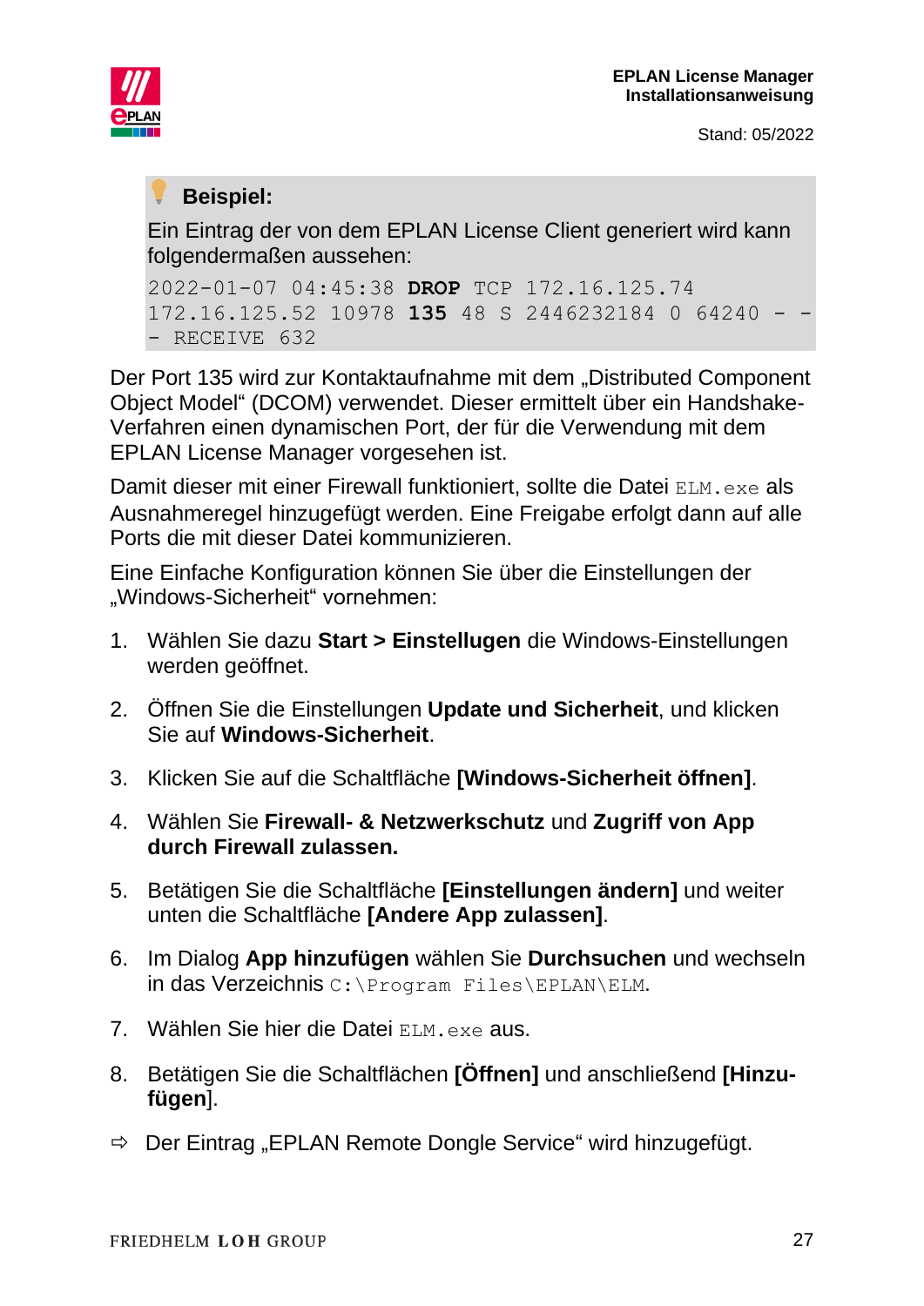**Beispiel:**

Ein Eintrag der von dem EPLAN License Client generiert wird kann folgendermaßen aussehen:

```
2022-01-07 04:45:38 DROP TCP 172.16.125.74
172.16.125.52 10978 135 48 S 2446232184 0 64240 - -
- RECEIVE 632
```

Der Port 135 wird zur Kontaktaufnahme mit dem „Distributed Component Object Model" (DCOM) verwendet. Dieser ermittelt über ein Handshake-Verfahren einen dynamischen Port, der für die Verwendung mit dem EPLAN License Manager vorgesehen ist.

Damit dieser mit einer Firewall funktioniert, sollte die Datei `ELM.exe` als Ausnahmeregel hinzugefügt werden. Eine Freigabe erfolgt dann auf alle Ports die mit dieser Datei kommunizieren.

Eine Einfache Konfiguration können Sie über die Einstellungen der „Windows-Sicherheit" vornehmen:

1. Wählen Sie dazu **Start > Einstellugen** die Windows-Einstellungen werden geöffnet.
2. Öffnen Sie die Einstellungen **Update und Sicherheit**, und klicken Sie auf **Windows-Sicherheit**.
3. Klicken Sie auf die Schaltfläche **[Windows-Sicherheit öffnen]**.
4. Wählen Sie **Firewall- & Netzwerkschutz** und **Zugriff von App durch Firewall zulassen.**
5. Betätigen Sie die Schaltfläche **[Einstellungen ändern]** und weiter unten die Schaltfläche **[Andere App zulassen]**.
6. Im Dialog **App hinzufügen** wählen Sie **Durchsuchen** und wechseln in das Verzeichnis `C:\Program Files\EPLAN\ELM`.
7. Wählen Sie hier die Datei `ELM.exe` aus.
8. Betätigen Sie die Schaltflächen **[Öffnen]** und anschließend **[Hinzufügen]**.

⇨ Der Eintrag „EPLAN Remote Dongle Service" wird hinzugefügt.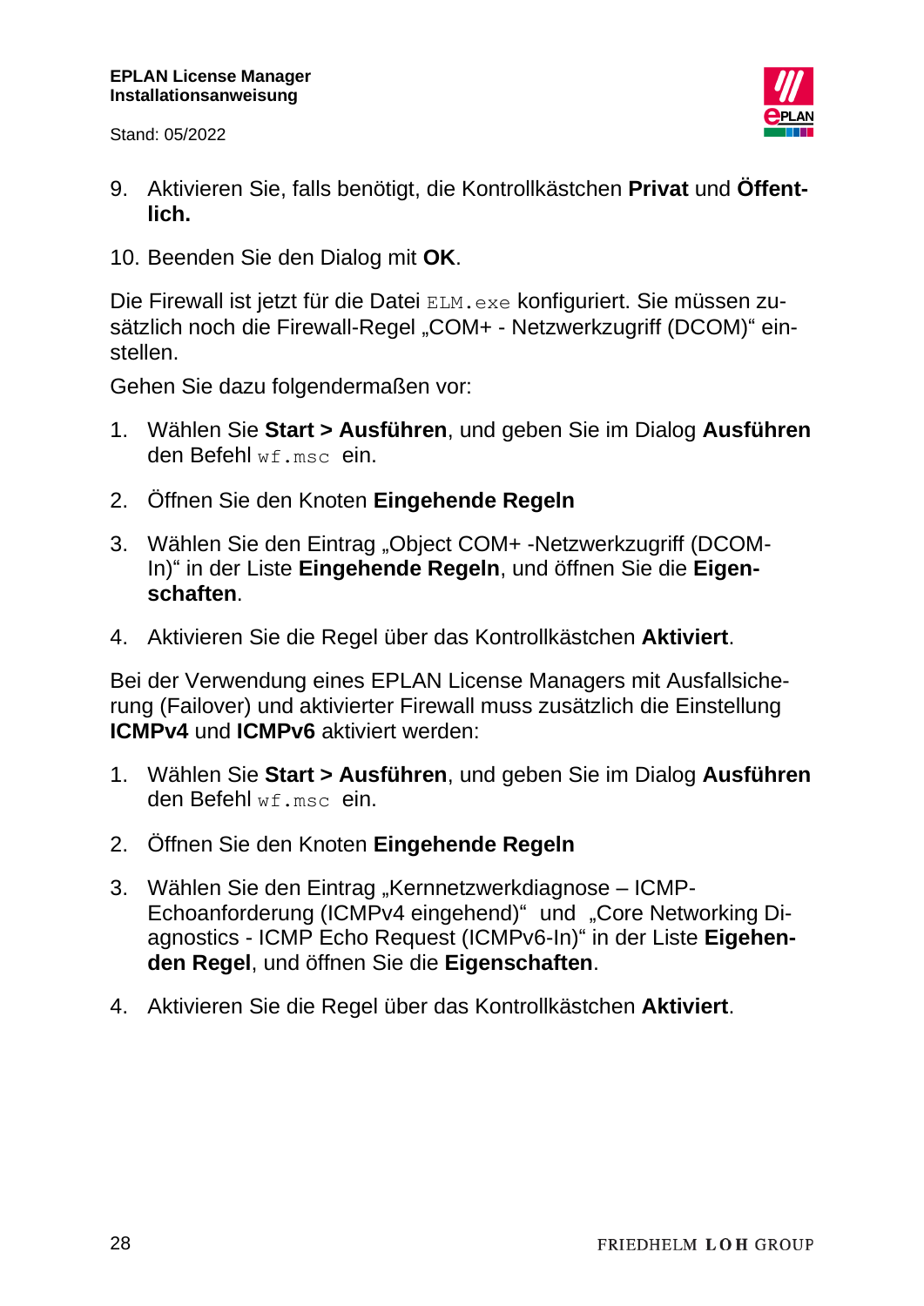9. Aktivieren Sie, falls benötigt, die Kontrollkästchen **Privat** und **Öffentlich.**

10. Beenden Sie den Dialog mit **OK**.

Die Firewall ist jetzt für die Datei `ELM.exe` konfiguriert. Sie müssen zusätzlich noch die Firewall-Regel „COM+ - Netzwerkzugriff (DCOM)" einstellen.

Gehen Sie dazu folgendermaßen vor:

1. Wählen Sie **Start > Ausführen**, und geben Sie im Dialog **Ausführen** den Befehl `wf.msc` ein.

2. Öffnen Sie den Knoten **Eingehende Regeln**

3. Wählen Sie den Eintrag „Object COM+ -Netzwerkzugriff (DCOM-In)" in der Liste **Eingehende Regeln**, und öffnen Sie die **Eigenschaften**.

4. Aktivieren Sie die Regel über das Kontrollkästchen **Aktiviert**.

Bei der Verwendung eines EPLAN License Managers mit Ausfallsicherung (Failover) und aktivierter Firewall muss zusätzlich die Einstellung **ICMPv4** und **ICMPv6** aktiviert werden:

1. Wählen Sie **Start > Ausführen**, und geben Sie im Dialog **Ausführen** den Befehl `wf.msc` ein.

2. Öffnen Sie den Knoten **Eingehende Regeln**

3. Wählen Sie den Eintrag „Kernnetzwerkdiagnose – ICMP-Echoanforderung (ICMPv4 eingehend)" und „Core Networking Diagnostics - ICMP Echo Request (ICMPv6-In)" in der Liste **Eigehenden Regel**, und öffnen Sie die **Eigenschaften**.

4. Aktivieren Sie die Regel über das Kontrollkästchen **Aktiviert**.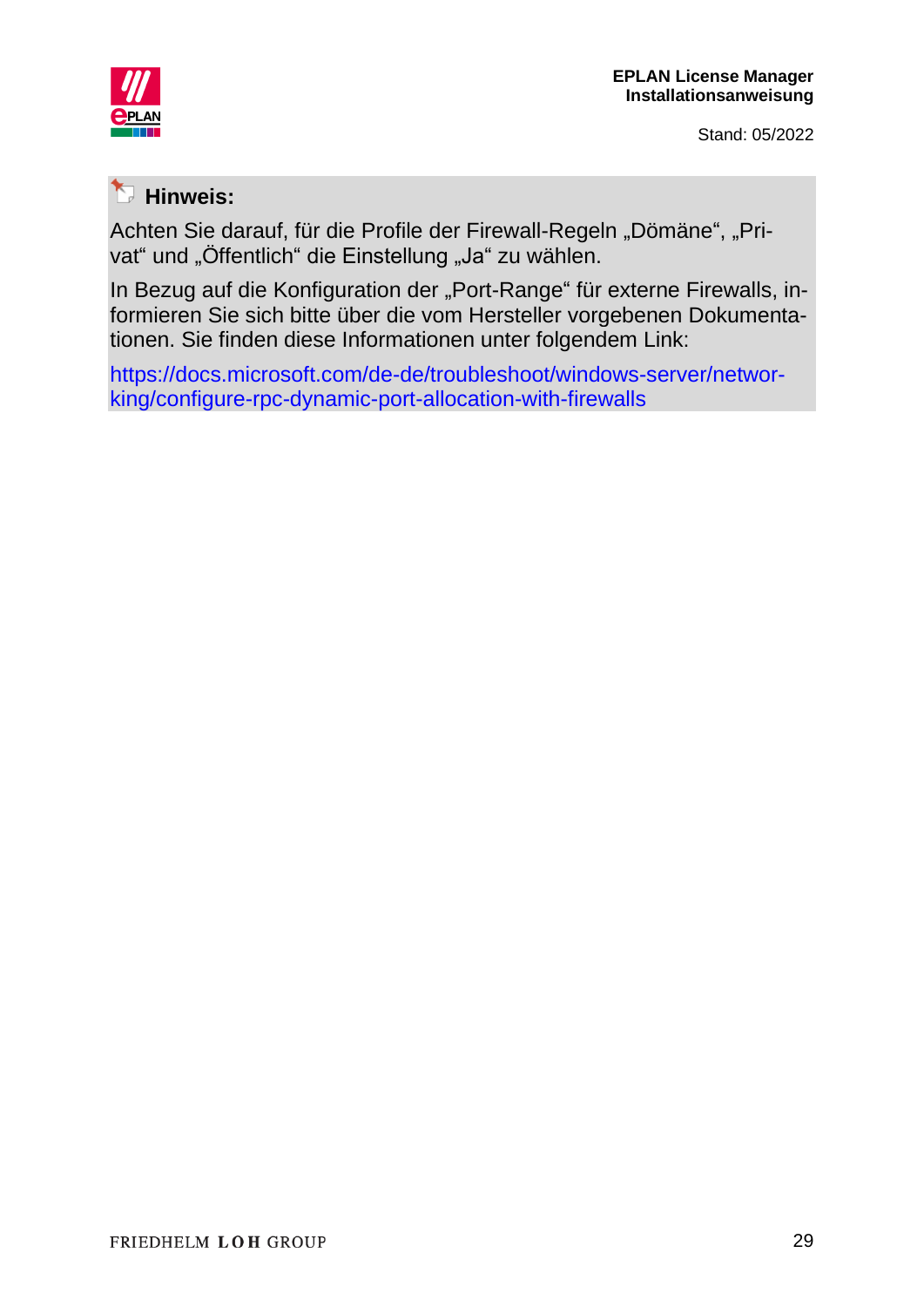**Hinweis:**

Achten Sie darauf, für die Profile der Firewall-Regeln „Dömäne", „Privat" und „Öffentlich" die Einstellung „Ja" zu wählen.

In Bezug auf die Konfiguration der „Port-Range" für externe Firewalls, informieren Sie sich bitte über die vom Hersteller vorgebenen Dokumentationen. Sie finden diese Informationen unter folgendem Link:

https://docs.microsoft.com/de-de/troubleshoot/windows-server/networking/configure-rpc-dynamic-port-allocation-with-firewalls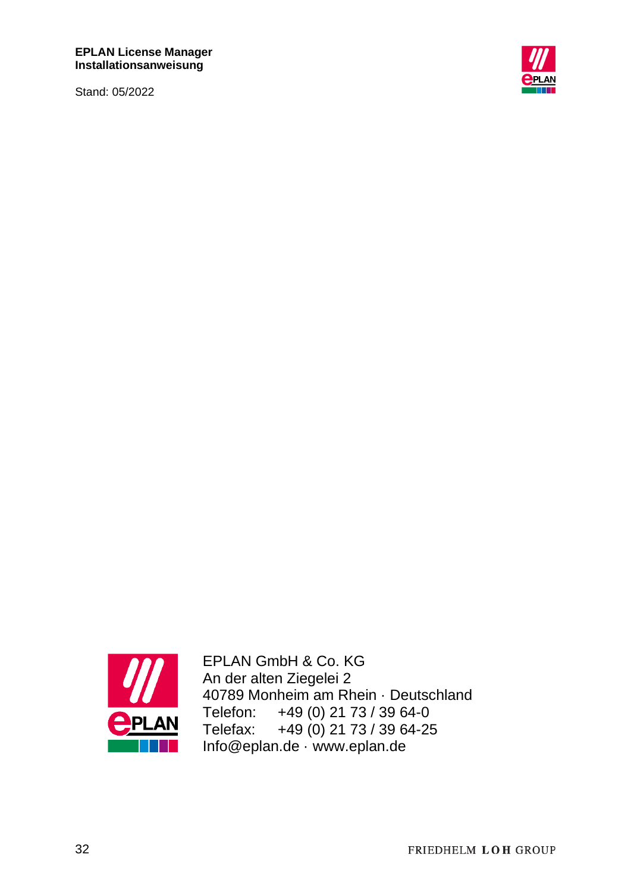EPLAN GmbH & Co. KG
An der alten Ziegelei 2
40789 Monheim am Rhein · Deutschland
Telefon: +49 (0) 21 73 / 39 64-0
Telefax: +49 (0) 21 73 / 39 64-25
Info@eplan.de · www.eplan.de